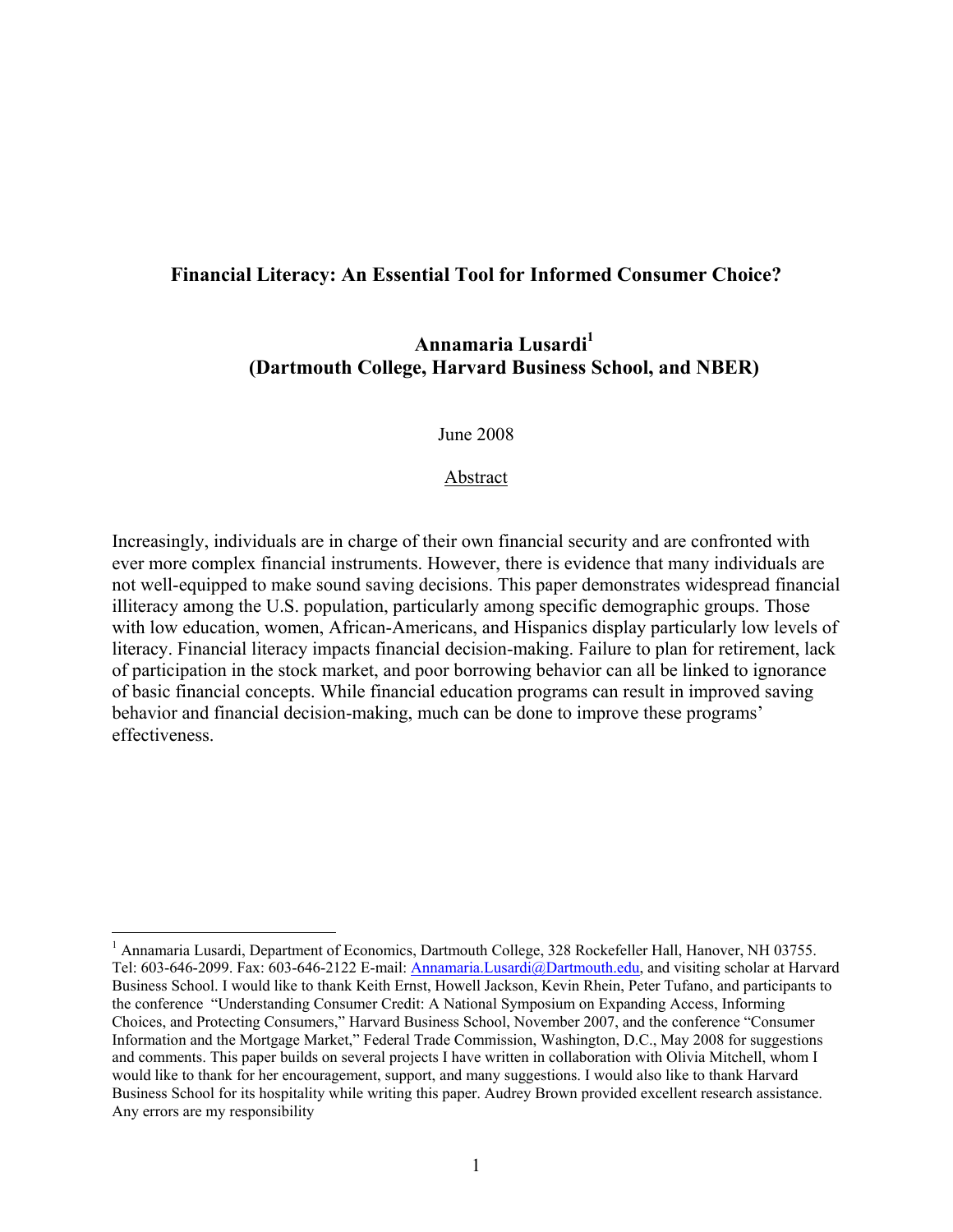# Financial Literacy: An Essential Tool for Informed Consumer Choice?

**Annamaria Lusardi[1]**
**(Dartmouth College, Harvard Business School, and NBER)**

June 2008

Abstract

Increasingly, individuals are in charge of their own financial security and are confronted with ever more complex financial instruments. However, there is evidence that many individuals are not well-equipped to make sound saving decisions. This paper demonstrates widespread financial illiteracy among the U.S. population, particularly among specific demographic groups. Those with low education, women, African-Americans, and Hispanics display particularly low levels of literacy. Financial literacy impacts financial decision-making. Failure to plan for retirement, lack of participation in the stock market, and poor borrowing behavior can all be linked to ignorance of basic financial concepts. While financial education programs can result in improved saving behavior and financial decision-making, much can be done to improve these programs' effectiveness.

[1] Annamaria Lusardi, Department of Economics, Dartmouth College, 328 Rockefeller Hall, Hanover, NH 03755. Tel: 603-646-2099. Fax: 603-646-2122 E-mail: Annamaria.Lusardi@Dartmouth.edu, and visiting scholar at Harvard Business School. I would like to thank Keith Ernst, Howell Jackson, Kevin Rhein, Peter Tufano, and participants to the conference "Understanding Consumer Credit: A National Symposium on Expanding Access, Informing Choices, and Protecting Consumers," Harvard Business School, November 2007, and the conference "Consumer Information and the Mortgage Market," Federal Trade Commission, Washington, D.C., May 2008 for suggestions and comments. This paper builds on several projects I have written in collaboration with Olivia Mitchell, whom I would like to thank for her encouragement, support, and many suggestions. I would also like to thank Harvard Business School for its hospitality while writing this paper. Audrey Brown provided excellent research assistance. Any errors are my responsibility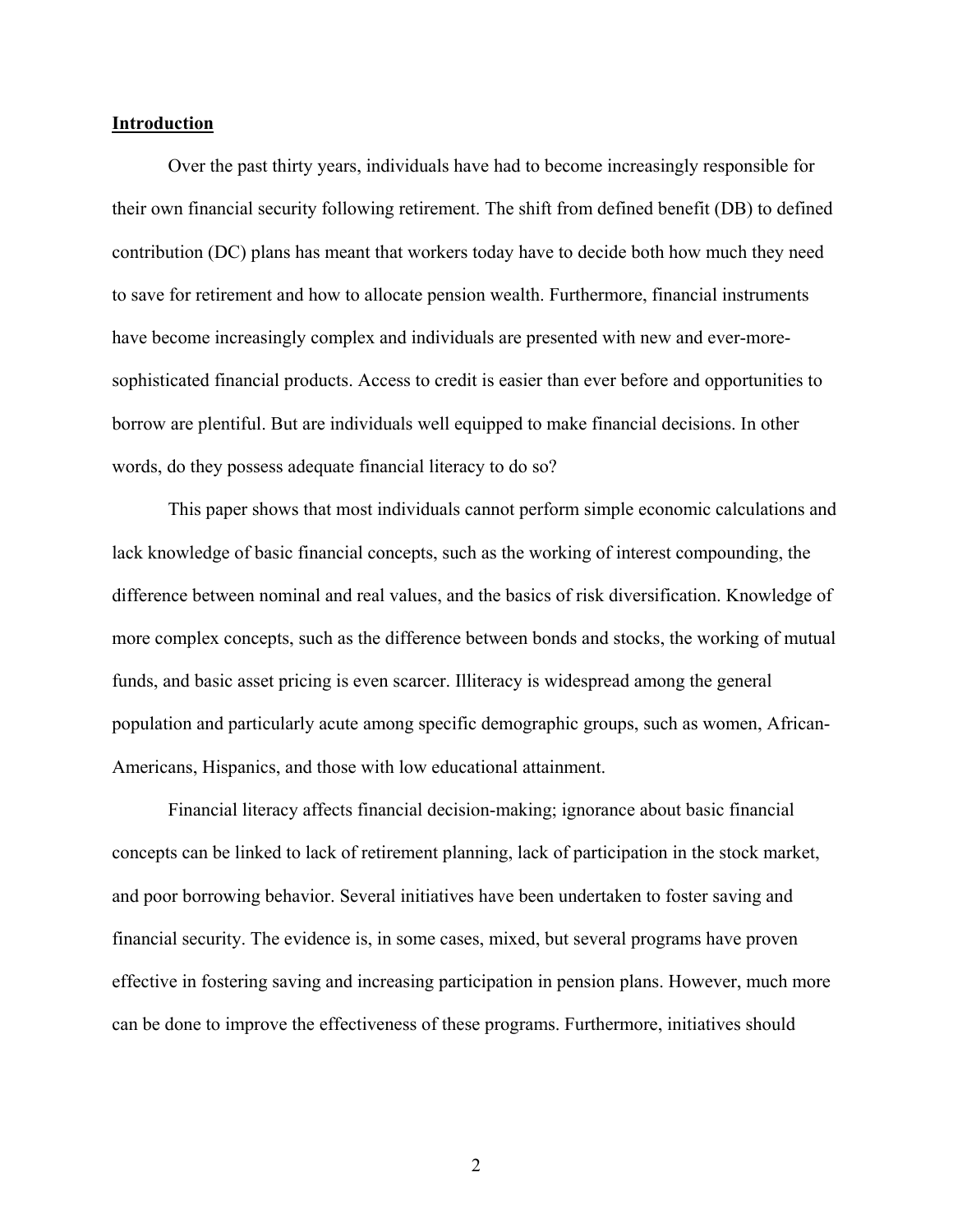## Introduction

Over the past thirty years, individuals have had to become increasingly responsible for their own financial security following retirement. The shift from defined benefit (DB) to defined contribution (DC) plans has meant that workers today have to decide both how much they need to save for retirement and how to allocate pension wealth. Furthermore, financial instruments have become increasingly complex and individuals are presented with new and ever-more-sophisticated financial products. Access to credit is easier than ever before and opportunities to borrow are plentiful. But are individuals well equipped to make financial decisions. In other words, do they possess adequate financial literacy to do so?

This paper shows that most individuals cannot perform simple economic calculations and lack knowledge of basic financial concepts, such as the working of interest compounding, the difference between nominal and real values, and the basics of risk diversification. Knowledge of more complex concepts, such as the difference between bonds and stocks, the working of mutual funds, and basic asset pricing is even scarcer. Illiteracy is widespread among the general population and particularly acute among specific demographic groups, such as women, African-Americans, Hispanics, and those with low educational attainment.

Financial literacy affects financial decision-making; ignorance about basic financial concepts can be linked to lack of retirement planning, lack of participation in the stock market, and poor borrowing behavior. Several initiatives have been undertaken to foster saving and financial security. The evidence is, in some cases, mixed, but several programs have proven effective in fostering saving and increasing participation in pension plans. However, much more can be done to improve the effectiveness of these programs. Furthermore, initiatives should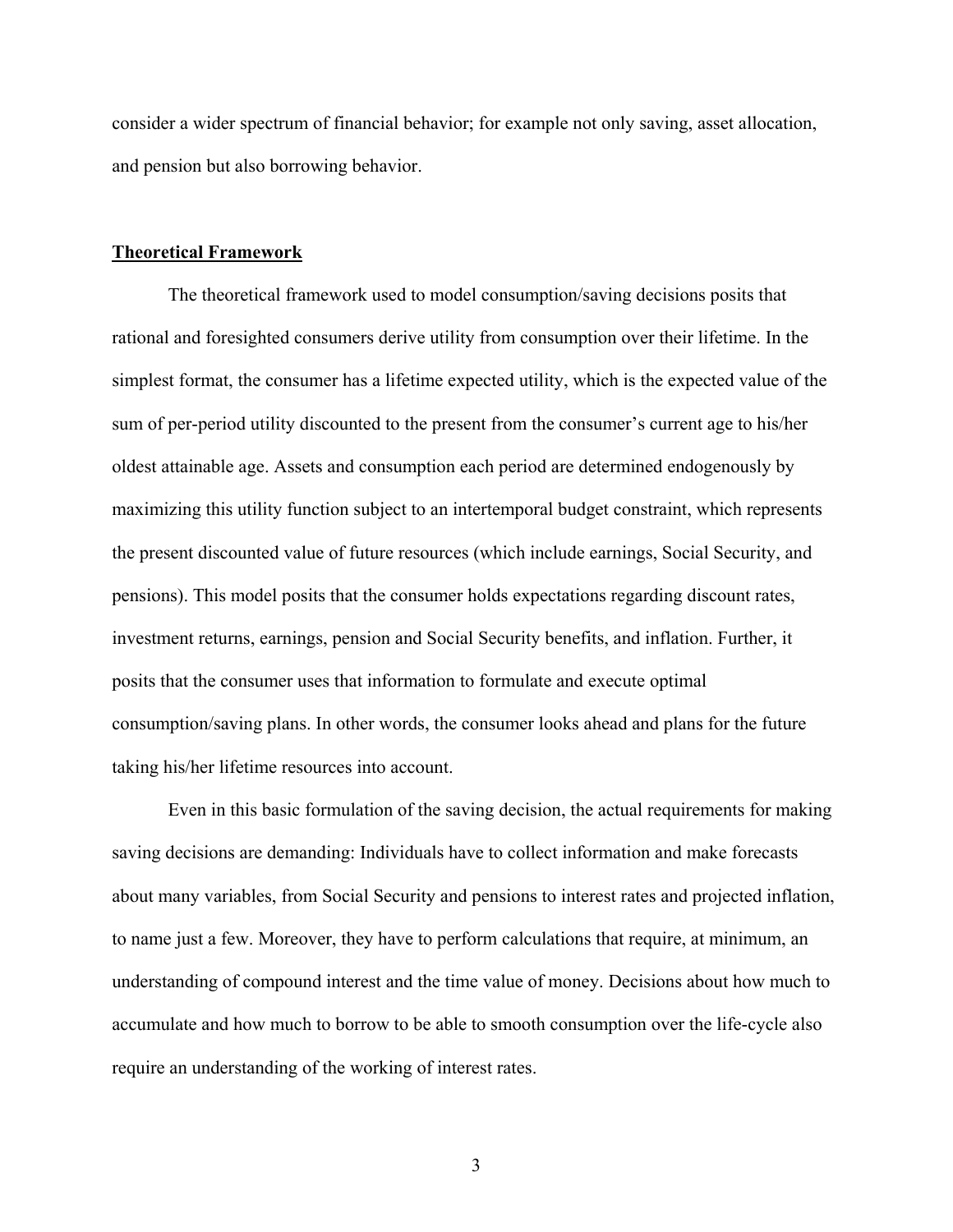consider a wider spectrum of financial behavior; for example not only saving, asset allocation, and pension but also borrowing behavior.

## Theoretical Framework

The theoretical framework used to model consumption/saving decisions posits that rational and foresighted consumers derive utility from consumption over their lifetime. In the simplest format, the consumer has a lifetime expected utility, which is the expected value of the sum of per-period utility discounted to the present from the consumer's current age to his/her oldest attainable age. Assets and consumption each period are determined endogenously by maximizing this utility function subject to an intertemporal budget constraint, which represents the present discounted value of future resources (which include earnings, Social Security, and pensions). This model posits that the consumer holds expectations regarding discount rates, investment returns, earnings, pension and Social Security benefits, and inflation. Further, it posits that the consumer uses that information to formulate and execute optimal consumption/saving plans. In other words, the consumer looks ahead and plans for the future taking his/her lifetime resources into account.

Even in this basic formulation of the saving decision, the actual requirements for making saving decisions are demanding: Individuals have to collect information and make forecasts about many variables, from Social Security and pensions to interest rates and projected inflation, to name just a few. Moreover, they have to perform calculations that require, at minimum, an understanding of compound interest and the time value of money. Decisions about how much to accumulate and how much to borrow to be able to smooth consumption over the life-cycle also require an understanding of the working of interest rates.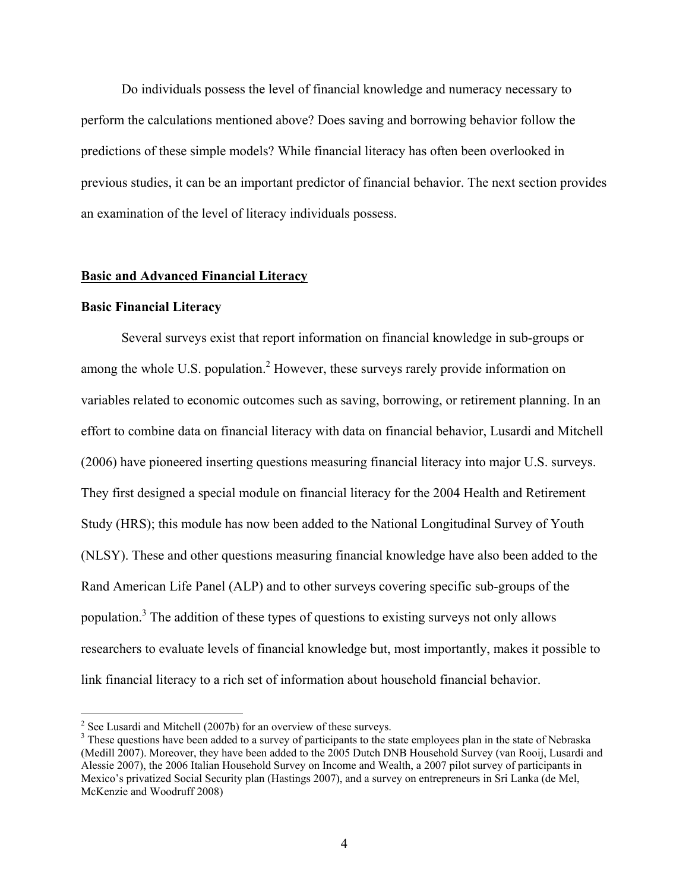Do individuals possess the level of financial knowledge and numeracy necessary to perform the calculations mentioned above? Does saving and borrowing behavior follow the predictions of these simple models? While financial literacy has often been overlooked in previous studies, it can be an important predictor of financial behavior. The next section provides an examination of the level of literacy individuals possess.

## Basic and Advanced Financial Literacy

### Basic Financial Literacy

Several surveys exist that report information on financial knowledge in sub-groups or among the whole U.S. population.[2] However, these surveys rarely provide information on variables related to economic outcomes such as saving, borrowing, or retirement planning. In an effort to combine data on financial literacy with data on financial behavior, Lusardi and Mitchell (2006) have pioneered inserting questions measuring financial literacy into major U.S. surveys. They first designed a special module on financial literacy for the 2004 Health and Retirement Study (HRS); this module has now been added to the National Longitudinal Survey of Youth (NLSY). These and other questions measuring financial knowledge have also been added to the Rand American Life Panel (ALP) and to other surveys covering specific sub-groups of the population.[3] The addition of these types of questions to existing surveys not only allows researchers to evaluate levels of financial knowledge but, most importantly, makes it possible to link financial literacy to a rich set of information about household financial behavior.

---

[2] See Lusardi and Mitchell (2007b) for an overview of these surveys.

[3] These questions have been added to a survey of participants to the state employees plan in the state of Nebraska (Medill 2007). Moreover, they have been added to the 2005 Dutch DNB Household Survey (van Rooij, Lusardi and Alessie 2007), the 2006 Italian Household Survey on Income and Wealth, a 2007 pilot survey of participants in Mexico's privatized Social Security plan (Hastings 2007), and a survey on entrepreneurs in Sri Lanka (de Mel, McKenzie and Woodruff 2008)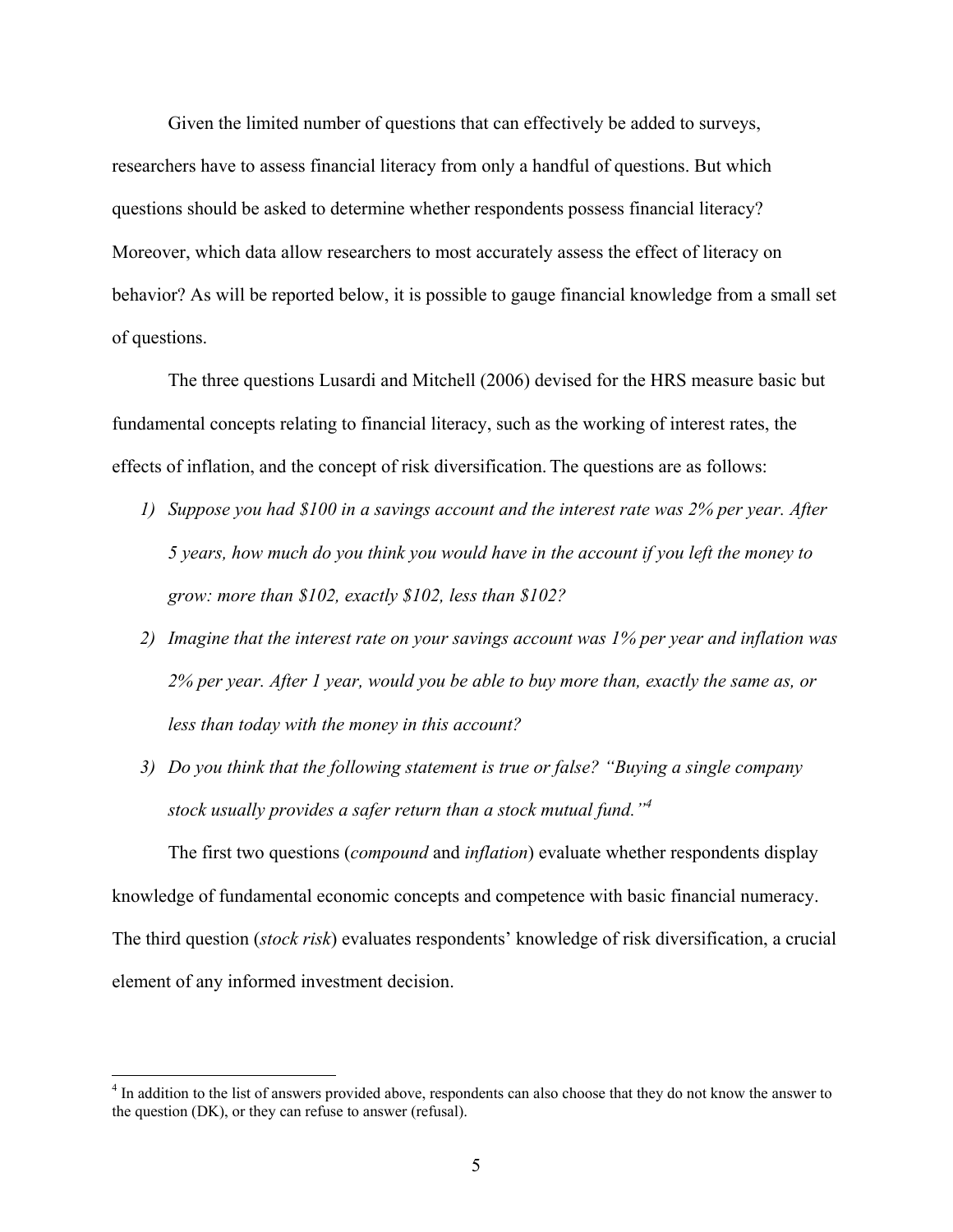Given the limited number of questions that can effectively be added to surveys, researchers have to assess financial literacy from only a handful of questions. But which questions should be asked to determine whether respondents possess financial literacy? Moreover, which data allow researchers to most accurately assess the effect of literacy on behavior? As will be reported below, it is possible to gauge financial knowledge from a small set of questions.

The three questions Lusardi and Mitchell (2006) devised for the HRS measure basic but fundamental concepts relating to financial literacy, such as the working of interest rates, the effects of inflation, and the concept of risk diversification. The questions are as follows:

1) *Suppose you had $100 in a savings account and the interest rate was 2% per year. After 5 years, how much do you think you would have in the account if you left the money to grow: more than $102, exactly $102, less than $102?*
2) *Imagine that the interest rate on your savings account was 1% per year and inflation was 2% per year. After 1 year, would you be able to buy more than, exactly the same as, or less than today with the money in this account?*
3) *Do you think that the following statement is true or false? "Buying a single company stock usually provides a safer return than a stock mutual fund."*[4]

The first two questions (*compound* and *inflation*) evaluate whether respondents display knowledge of fundamental economic concepts and competence with basic financial numeracy. The third question (*stock risk*) evaluates respondents' knowledge of risk diversification, a crucial element of any informed investment decision.

[4] In addition to the list of answers provided above, respondents can also choose that they do not know the answer to the question (DK), or they can refuse to answer (refusal).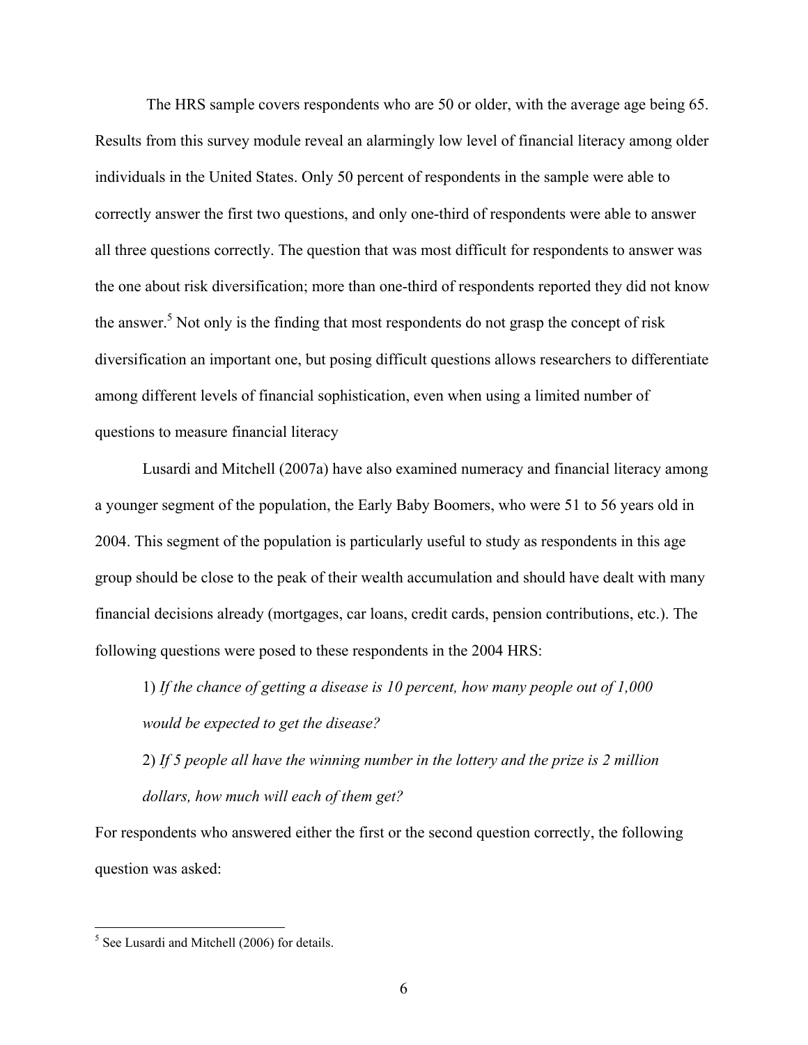The HRS sample covers respondents who are 50 or older, with the average age being 65. Results from this survey module reveal an alarmingly low level of financial literacy among older individuals in the United States. Only 50 percent of respondents in the sample were able to correctly answer the first two questions, and only one-third of respondents were able to answer all three questions correctly. The question that was most difficult for respondents to answer was the one about risk diversification; more than one-third of respondents reported they did not know the answer.[5] Not only is the finding that most respondents do not grasp the concept of risk diversification an important one, but posing difficult questions allows researchers to differentiate among different levels of financial sophistication, even when using a limited number of questions to measure financial literacy

Lusardi and Mitchell (2007a) have also examined numeracy and financial literacy among a younger segment of the population, the Early Baby Boomers, who were 51 to 56 years old in 2004. This segment of the population is particularly useful to study as respondents in this age group should be close to the peak of their wealth accumulation and should have dealt with many financial decisions already (mortgages, car loans, credit cards, pension contributions, etc.). The following questions were posed to these respondents in the 2004 HRS:

1) *If the chance of getting a disease is 10 percent, how many people out of 1,000 would be expected to get the disease?*

2) *If 5 people all have the winning number in the lottery and the prize is 2 million dollars, how much will each of them get?*

For respondents who answered either the first or the second question correctly, the following question was asked:

[5] See Lusardi and Mitchell (2006) for details.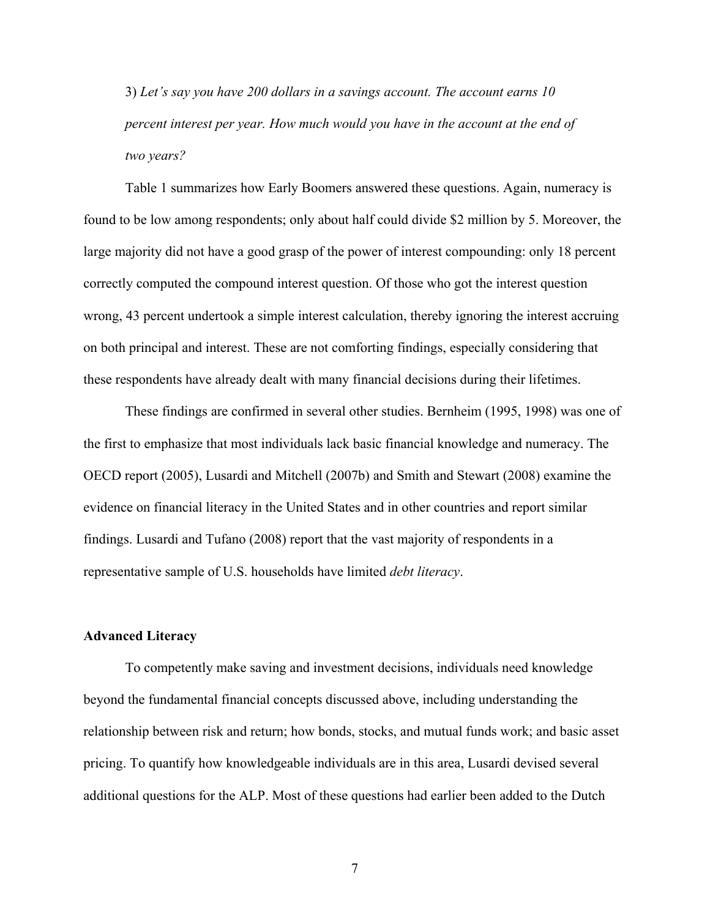3) *Let's say you have 200 dollars in a savings account. The account earns 10 percent interest per year. How much would you have in the account at the end of two years?*

Table 1 summarizes how Early Boomers answered these questions. Again, numeracy is found to be low among respondents; only about half could divide $2 million by 5. Moreover, the large majority did not have a good grasp of the power of interest compounding: only 18 percent correctly computed the compound interest question. Of those who got the interest question wrong, 43 percent undertook a simple interest calculation, thereby ignoring the interest accruing on both principal and interest. These are not comforting findings, especially considering that these respondents have already dealt with many financial decisions during their lifetimes.

These findings are confirmed in several other studies. Bernheim (1995, 1998) was one of the first to emphasize that most individuals lack basic financial knowledge and numeracy. The OECD report (2005), Lusardi and Mitchell (2007b) and Smith and Stewart (2008) examine the evidence on financial literacy in the United States and in other countries and report similar findings. Lusardi and Tufano (2008) report that the vast majority of respondents in a representative sample of U.S. households have limited *debt literacy*.

**Advanced Literacy**

To competently make saving and investment decisions, individuals need knowledge beyond the fundamental financial concepts discussed above, including understanding the relationship between risk and return; how bonds, stocks, and mutual funds work; and basic asset pricing. To quantify how knowledgeable individuals are in this area, Lusardi devised several additional questions for the ALP. Most of these questions had earlier been added to the Dutch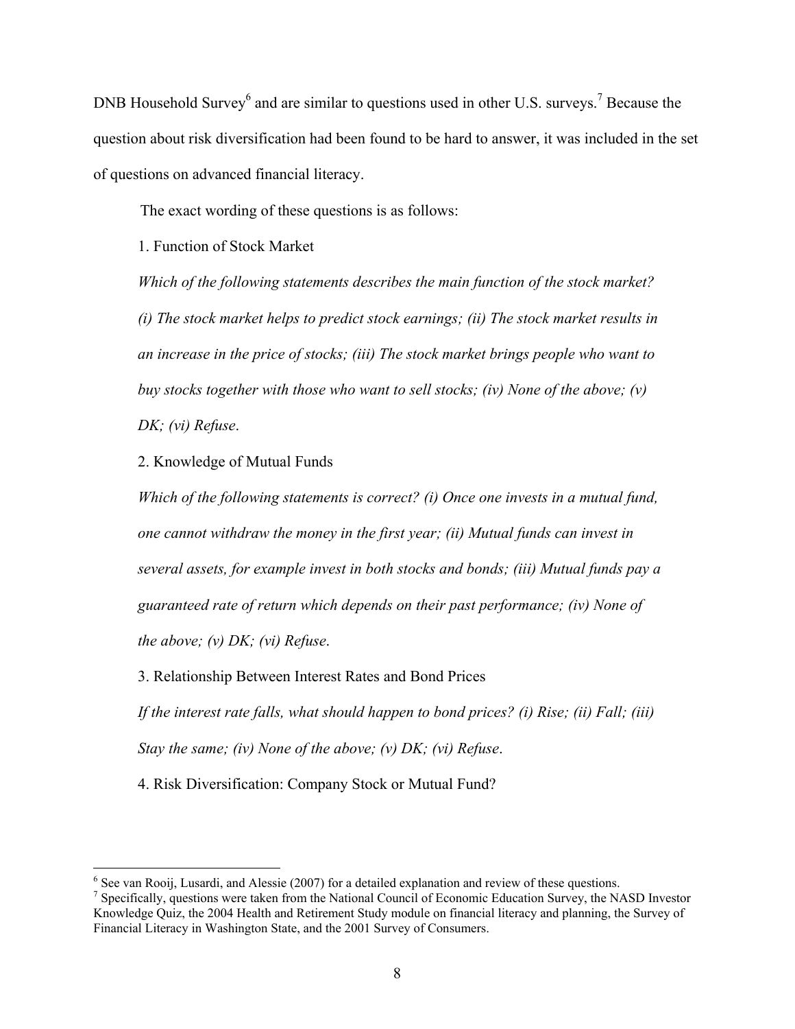DNB Household Survey[6] and are similar to questions used in other U.S. surveys.[7] Because the question about risk diversification had been found to be hard to answer, it was included in the set of questions on advanced financial literacy.

The exact wording of these questions is as follows:

1. Function of Stock Market

*Which of the following statements describes the main function of the stock market? (i) The stock market helps to predict stock earnings; (ii) The stock market results in an increase in the price of stocks; (iii) The stock market brings people who want to buy stocks together with those who want to sell stocks; (iv) None of the above; (v) DK; (vi) Refuse*.

2. Knowledge of Mutual Funds

*Which of the following statements is correct? (i) Once one invests in a mutual fund, one cannot withdraw the money in the first year; (ii) Mutual funds can invest in several assets, for example invest in both stocks and bonds; (iii) Mutual funds pay a guaranteed rate of return which depends on their past performance; (iv) None of the above; (v) DK; (vi) Refuse*.

3. Relationship Between Interest Rates and Bond Prices

*If the interest rate falls, what should happen to bond prices? (i) Rise; (ii) Fall; (iii) Stay the same; (iv) None of the above; (v) DK; (vi) Refuse*.

4. Risk Diversification: Company Stock or Mutual Fund?

---

[6] See van Rooij, Lusardi, and Alessie (2007) for a detailed explanation and review of these questions.

[7] Specifically, questions were taken from the National Council of Economic Education Survey, the NASD Investor Knowledge Quiz, the 2004 Health and Retirement Study module on financial literacy and planning, the Survey of Financial Literacy in Washington State, and the 2001 Survey of Consumers.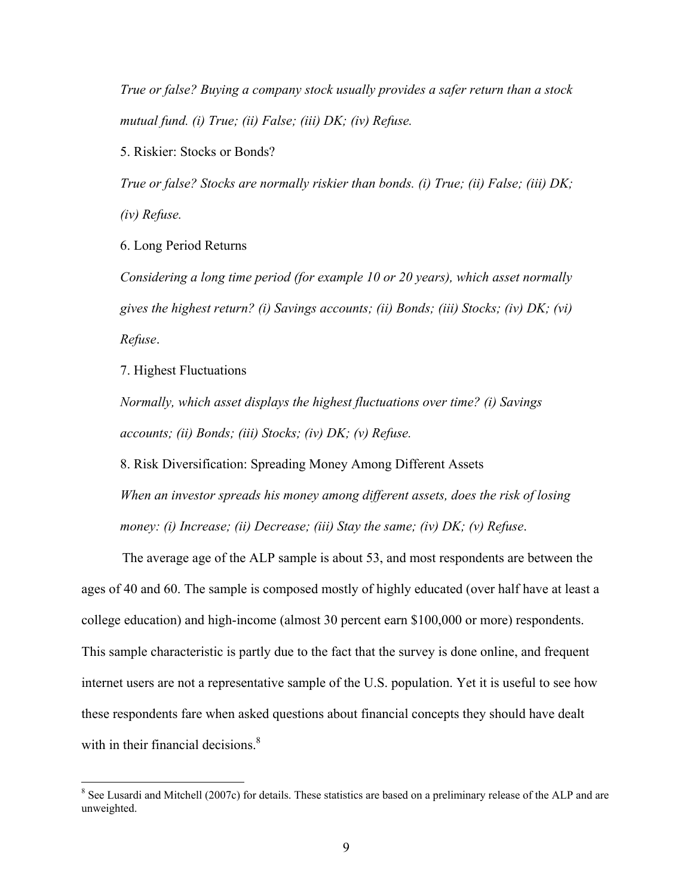*True or false? Buying a company stock usually provides a safer return than a stock mutual fund. (i) True; (ii) False; (iii) DK; (iv) Refuse.*

5. Riskier: Stocks or Bonds?

*True or false? Stocks are normally riskier than bonds. (i) True; (ii) False; (iii) DK; (iv) Refuse.*

6. Long Period Returns

*Considering a long time period (for example 10 or 20 years), which asset normally gives the highest return? (i) Savings accounts; (ii) Bonds; (iii) Stocks; (iv) DK; (vi) Refuse*.

7. Highest Fluctuations

*Normally, which asset displays the highest fluctuations over time? (i) Savings accounts; (ii) Bonds; (iii) Stocks; (iv) DK; (v) Refuse.*

8. Risk Diversification: Spreading Money Among Different Assets

*When an investor spreads his money among different assets, does the risk of losing money: (i) Increase; (ii) Decrease; (iii) Stay the same; (iv) DK; (v) Refuse*.

The average age of the ALP sample is about 53, and most respondents are between the ages of 40 and 60. The sample is composed mostly of highly educated (over half have at least a college education) and high-income (almost 30 percent earn $100,000 or more) respondents. This sample characteristic is partly due to the fact that the survey is done online, and frequent internet users are not a representative sample of the U.S. population. Yet it is useful to see how these respondents fare when asked questions about financial concepts they should have dealt with in their financial decisions.[8]

[8] See Lusardi and Mitchell (2007c) for details. These statistics are based on a preliminary release of the ALP and are unweighted.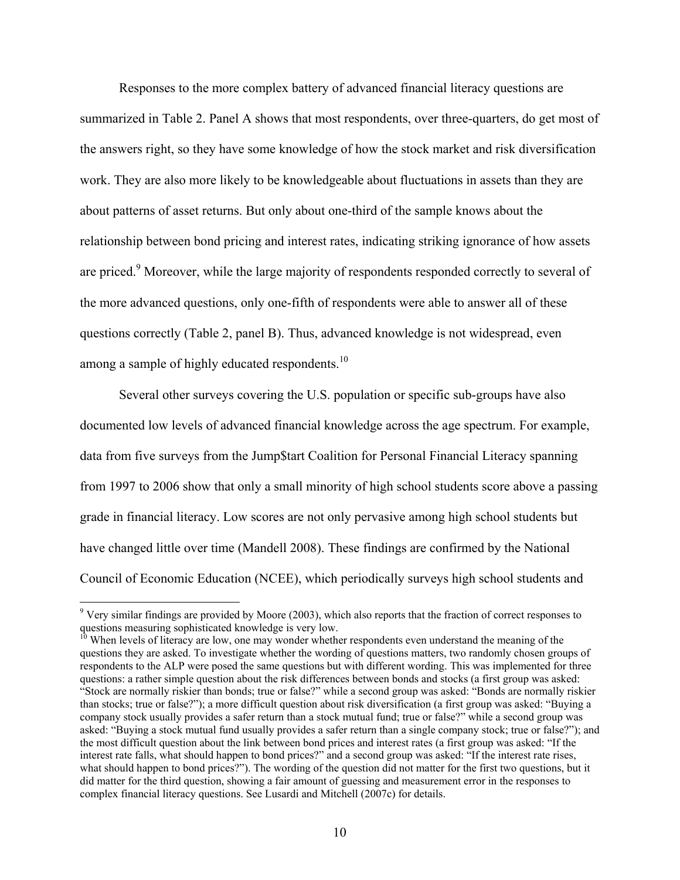Responses to the more complex battery of advanced financial literacy questions are summarized in Table 2. Panel A shows that most respondents, over three-quarters, do get most of the answers right, so they have some knowledge of how the stock market and risk diversification work. They are also more likely to be knowledgeable about fluctuations in assets than they are about patterns of asset returns. But only about one-third of the sample knows about the relationship between bond pricing and interest rates, indicating striking ignorance of how assets are priced.[9] Moreover, while the large majority of respondents responded correctly to several of the more advanced questions, only one-fifth of respondents were able to answer all of these questions correctly (Table 2, panel B). Thus, advanced knowledge is not widespread, even among a sample of highly educated respondents.[10]

Several other surveys covering the U.S. population or specific sub-groups have also documented low levels of advanced financial knowledge across the age spectrum. For example, data from five surveys from the Jump$tart Coalition for Personal Financial Literacy spanning from 1997 to 2006 show that only a small minority of high school students score above a passing grade in financial literacy. Low scores are not only pervasive among high school students but have changed little over time (Mandell 2008). These findings are confirmed by the National Council of Economic Education (NCEE), which periodically surveys high school students and

---

[9] Very similar findings are provided by Moore (2003), which also reports that the fraction of correct responses to questions measuring sophisticated knowledge is very low.

[10] When levels of literacy are low, one may wonder whether respondents even understand the meaning of the questions they are asked. To investigate whether the wording of questions matters, two randomly chosen groups of respondents to the ALP were posed the same questions but with different wording. This was implemented for three questions: a rather simple question about the risk differences between bonds and stocks (a first group was asked: "Stock are normally riskier than bonds; true or false?" while a second group was asked: "Bonds are normally riskier than stocks; true or false?"); a more difficult question about risk diversification (a first group was asked: "Buying a company stock usually provides a safer return than a stock mutual fund; true or false?" while a second group was asked: "Buying a stock mutual fund usually provides a safer return than a single company stock; true or false?"); and the most difficult question about the link between bond prices and interest rates (a first group was asked: "If the interest rate falls, what should happen to bond prices?" and a second group was asked: "If the interest rate rises, what should happen to bond prices?"). The wording of the question did not matter for the first two questions, but it did matter for the third question, showing a fair amount of guessing and measurement error in the responses to complex financial literacy questions. See Lusardi and Mitchell (2007c) for details.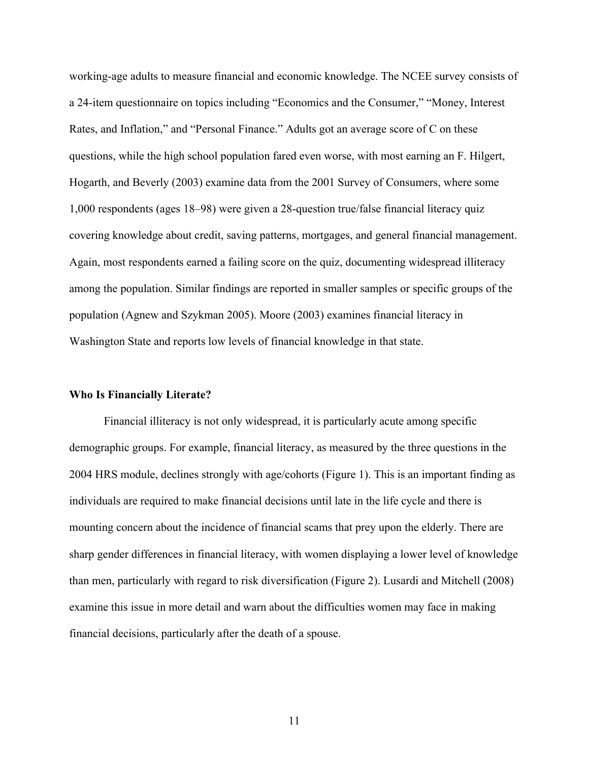working-age adults to measure financial and economic knowledge. The NCEE survey consists of a 24-item questionnaire on topics including “Economics and the Consumer,” “Money, Interest Rates, and Inflation,” and “Personal Finance.” Adults got an average score of C on these questions, while the high school population fared even worse, with most earning an F. Hilgert, Hogarth, and Beverly (2003) examine data from the 2001 Survey of Consumers, where some 1,000 respondents (ages 18–98) were given a 28-question true/false financial literacy quiz covering knowledge about credit, saving patterns, mortgages, and general financial management. Again, most respondents earned a failing score on the quiz, documenting widespread illiteracy among the population. Similar findings are reported in smaller samples or specific groups of the population (Agnew and Szykman 2005). Moore (2003) examines financial literacy in Washington State and reports low levels of financial knowledge in that state.

**Who Is Financially Literate?**

Financial illiteracy is not only widespread, it is particularly acute among specific demographic groups. For example, financial literacy, as measured by the three questions in the 2004 HRS module, declines strongly with age/cohorts (Figure 1). This is an important finding as individuals are required to make financial decisions until late in the life cycle and there is mounting concern about the incidence of financial scams that prey upon the elderly. There are sharp gender differences in financial literacy, with women displaying a lower level of knowledge than men, particularly with regard to risk diversification (Figure 2). Lusardi and Mitchell (2008) examine this issue in more detail and warn about the difficulties women may face in making financial decisions, particularly after the death of a spouse.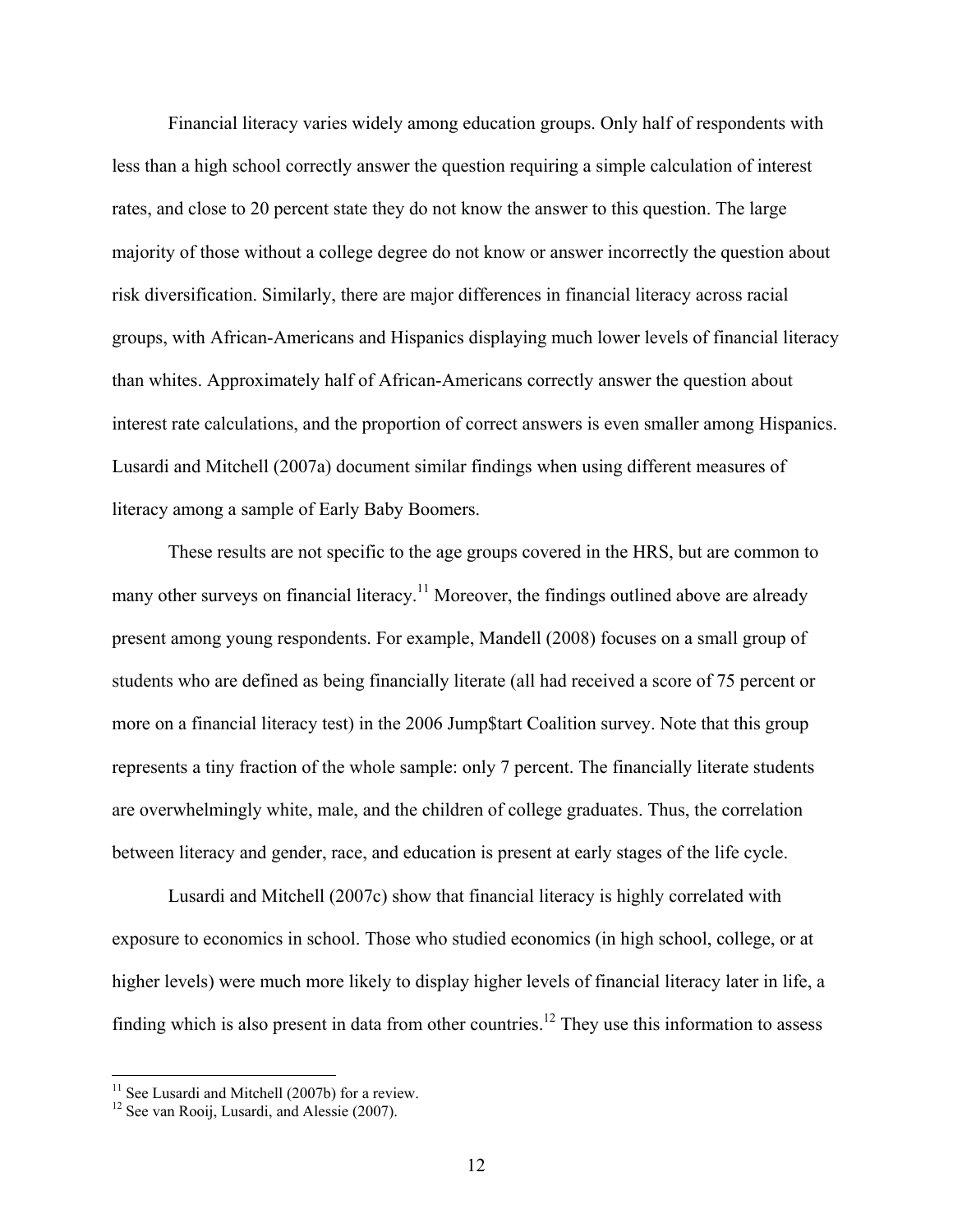Financial literacy varies widely among education groups. Only half of respondents with less than a high school correctly answer the question requiring a simple calculation of interest rates, and close to 20 percent state they do not know the answer to this question. The large majority of those without a college degree do not know or answer incorrectly the question about risk diversification. Similarly, there are major differences in financial literacy across racial groups, with African-Americans and Hispanics displaying much lower levels of financial literacy than whites. Approximately half of African-Americans correctly answer the question about interest rate calculations, and the proportion of correct answers is even smaller among Hispanics. Lusardi and Mitchell (2007a) document similar findings when using different measures of literacy among a sample of Early Baby Boomers.

These results are not specific to the age groups covered in the HRS, but are common to many other surveys on financial literacy.[11] Moreover, the findings outlined above are already present among young respondents. For example, Mandell (2008) focuses on a small group of students who are defined as being financially literate (all had received a score of 75 percent or more on a financial literacy test) in the 2006 Jump$tart Coalition survey. Note that this group represents a tiny fraction of the whole sample: only 7 percent. The financially literate students are overwhelmingly white, male, and the children of college graduates. Thus, the correlation between literacy and gender, race, and education is present at early stages of the life cycle.

Lusardi and Mitchell (2007c) show that financial literacy is highly correlated with exposure to economics in school. Those who studied economics (in high school, college, or at higher levels) were much more likely to display higher levels of financial literacy later in life, a finding which is also present in data from other countries.[12] They use this information to assess

[11] See Lusardi and Mitchell (2007b) for a review.

[12] See van Rooij, Lusardi, and Alessie (2007).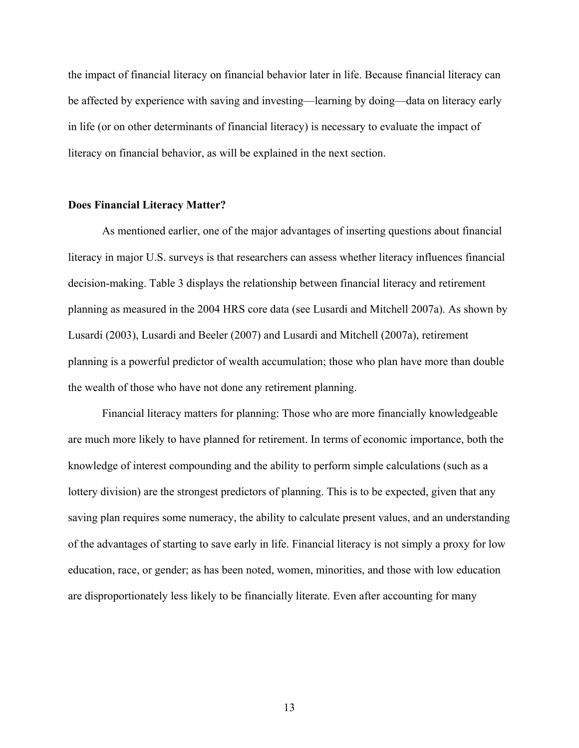the impact of financial literacy on financial behavior later in life. Because financial literacy can be affected by experience with saving and investing—learning by doing—data on literacy early in life (or on other determinants of financial literacy) is necessary to evaluate the impact of literacy on financial behavior, as will be explained in the next section.

## Does Financial Literacy Matter?

As mentioned earlier, one of the major advantages of inserting questions about financial literacy in major U.S. surveys is that researchers can assess whether literacy influences financial decision-making. Table 3 displays the relationship between financial literacy and retirement planning as measured in the 2004 HRS core data (see Lusardi and Mitchell 2007a). As shown by Lusardi (2003), Lusardi and Beeler (2007) and Lusardi and Mitchell (2007a), retirement planning is a powerful predictor of wealth accumulation; those who plan have more than double the wealth of those who have not done any retirement planning.

Financial literacy matters for planning: Those who are more financially knowledgeable are much more likely to have planned for retirement. In terms of economic importance, both the knowledge of interest compounding and the ability to perform simple calculations (such as a lottery division) are the strongest predictors of planning. This is to be expected, given that any saving plan requires some numeracy, the ability to calculate present values, and an understanding of the advantages of starting to save early in life. Financial literacy is not simply a proxy for low education, race, or gender; as has been noted, women, minorities, and those with low education are disproportionately less likely to be financially literate. Even after accounting for many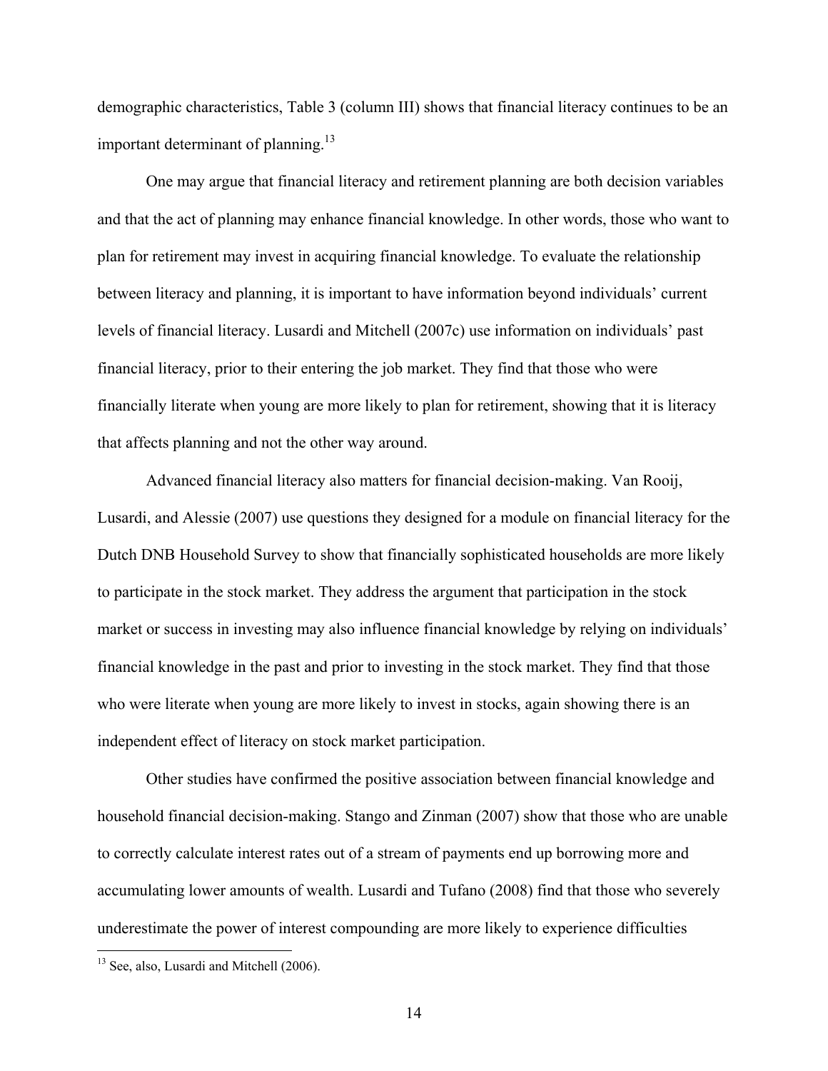demographic characteristics, Table 3 (column III) shows that financial literacy continues to be an important determinant of planning.[13]

One may argue that financial literacy and retirement planning are both decision variables and that the act of planning may enhance financial knowledge. In other words, those who want to plan for retirement may invest in acquiring financial knowledge. To evaluate the relationship between literacy and planning, it is important to have information beyond individuals' current levels of financial literacy. Lusardi and Mitchell (2007c) use information on individuals' past financial literacy, prior to their entering the job market. They find that those who were financially literate when young are more likely to plan for retirement, showing that it is literacy that affects planning and not the other way around.

Advanced financial literacy also matters for financial decision-making. Van Rooij, Lusardi, and Alessie (2007) use questions they designed for a module on financial literacy for the Dutch DNB Household Survey to show that financially sophisticated households are more likely to participate in the stock market. They address the argument that participation in the stock market or success in investing may also influence financial knowledge by relying on individuals' financial knowledge in the past and prior to investing in the stock market. They find that those who were literate when young are more likely to invest in stocks, again showing there is an independent effect of literacy on stock market participation.

Other studies have confirmed the positive association between financial knowledge and household financial decision-making. Stango and Zinman (2007) show that those who are unable to correctly calculate interest rates out of a stream of payments end up borrowing more and accumulating lower amounts of wealth. Lusardi and Tufano (2008) find that those who severely underestimate the power of interest compounding are more likely to experience difficulties

---

[13] See, also, Lusardi and Mitchell (2006).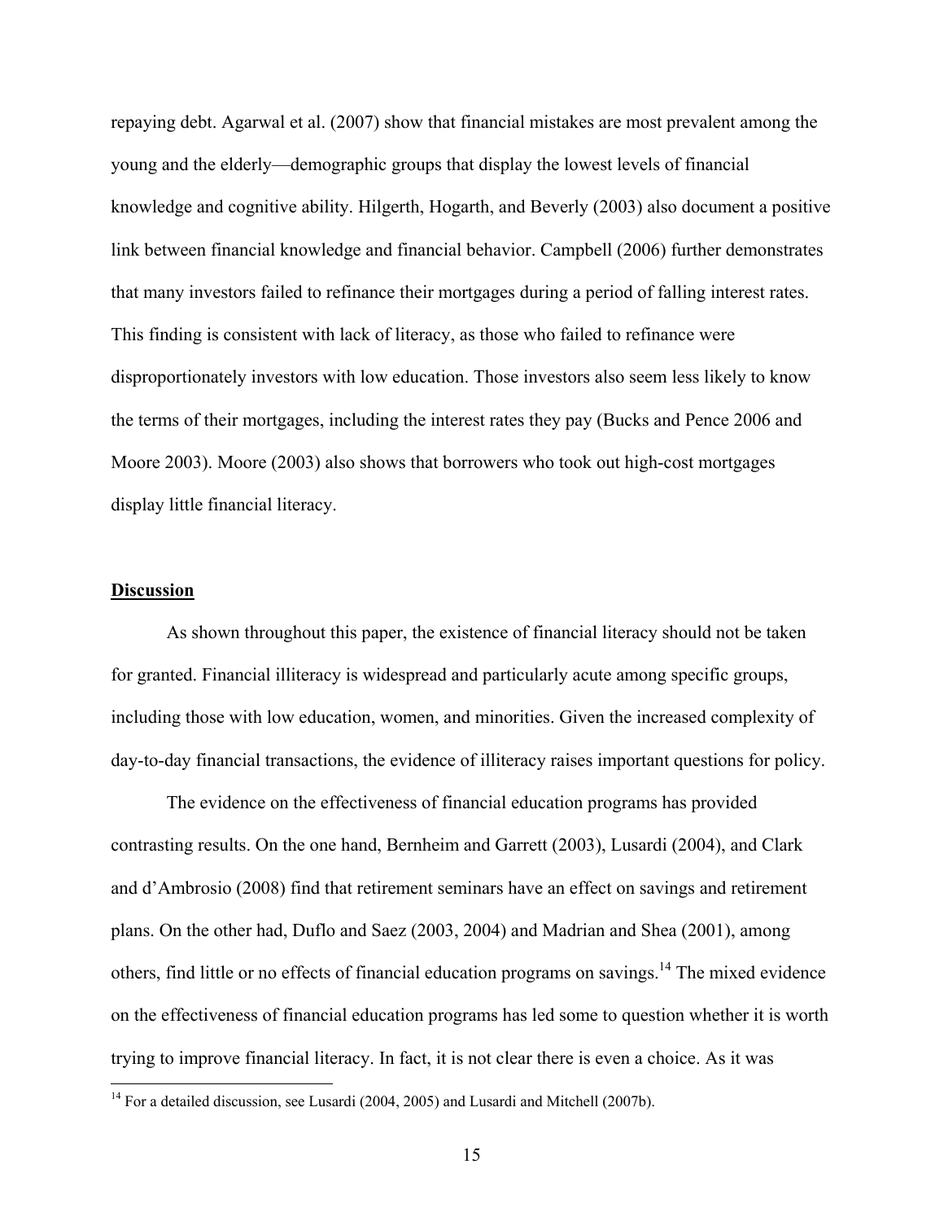repaying debt. Agarwal et al. (2007) show that financial mistakes are most prevalent among the young and the elderly—demographic groups that display the lowest levels of financial knowledge and cognitive ability. Hilgerth, Hogarth, and Beverly (2003) also document a positive link between financial knowledge and financial behavior. Campbell (2006) further demonstrates that many investors failed to refinance their mortgages during a period of falling interest rates. This finding is consistent with lack of literacy, as those who failed to refinance were disproportionately investors with low education. Those investors also seem less likely to know the terms of their mortgages, including the interest rates they pay (Bucks and Pence 2006 and Moore 2003). Moore (2003) also shows that borrowers who took out high-cost mortgages display little financial literacy.

## Discussion

As shown throughout this paper, the existence of financial literacy should not be taken for granted. Financial illiteracy is widespread and particularly acute among specific groups, including those with low education, women, and minorities. Given the increased complexity of day-to-day financial transactions, the evidence of illiteracy raises important questions for policy.

The evidence on the effectiveness of financial education programs has provided contrasting results. On the one hand, Bernheim and Garrett (2003), Lusardi (2004), and Clark and d'Ambrosio (2008) find that retirement seminars have an effect on savings and retirement plans. On the other had, Duflo and Saez (2003, 2004) and Madrian and Shea (2001), among others, find little or no effects of financial education programs on savings.[14] The mixed evidence on the effectiveness of financial education programs has led some to question whether it is worth trying to improve financial literacy. In fact, it is not clear there is even a choice. As it was

[14] For a detailed discussion, see Lusardi (2004, 2005) and Lusardi and Mitchell (2007b).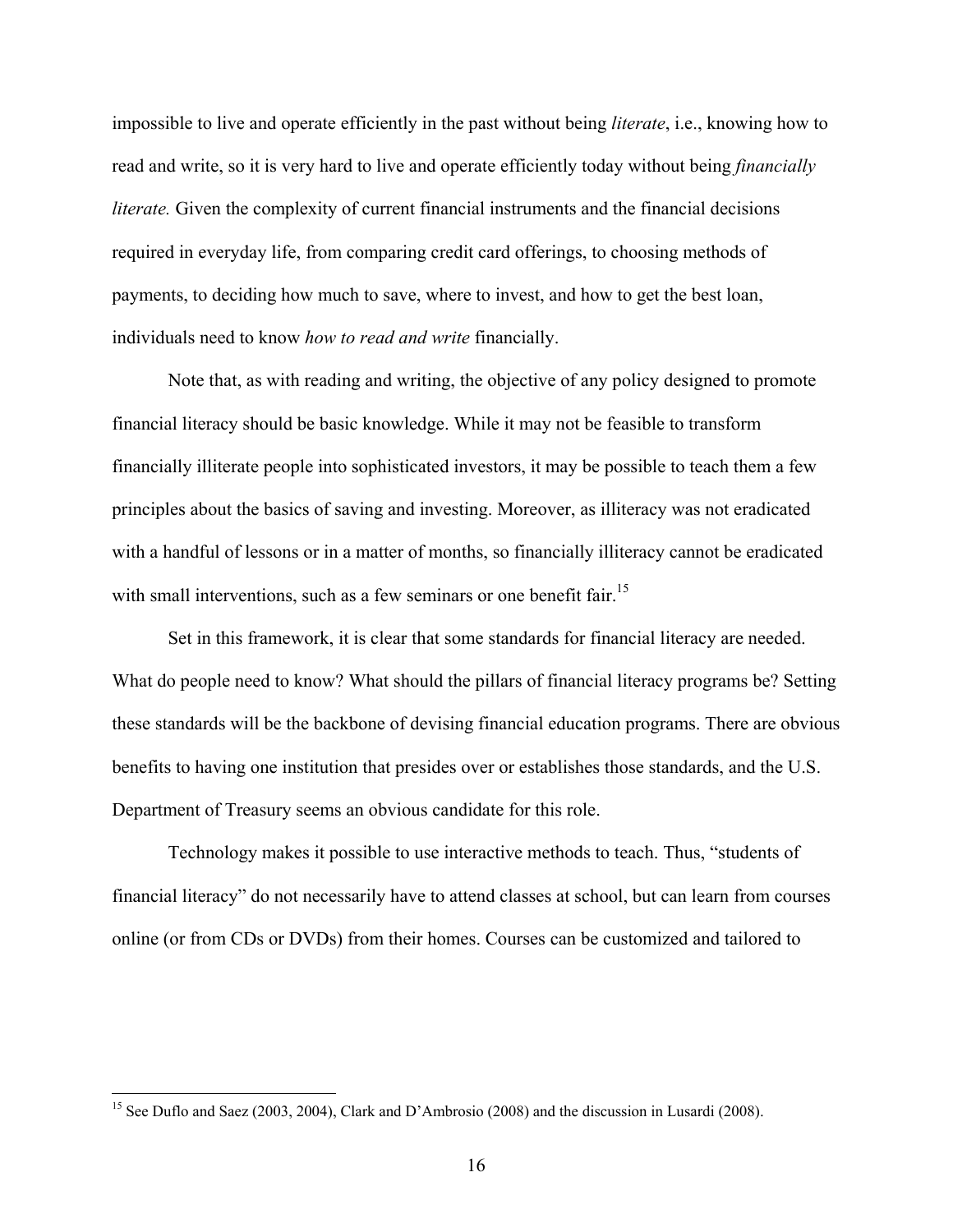impossible to live and operate efficiently in the past without being *literate*, i.e., knowing how to read and write, so it is very hard to live and operate efficiently today without being *financially literate.* Given the complexity of current financial instruments and the financial decisions required in everyday life, from comparing credit card offerings, to choosing methods of payments, to deciding how much to save, where to invest, and how to get the best loan, individuals need to know *how to read and write* financially.

Note that, as with reading and writing, the objective of any policy designed to promote financial literacy should be basic knowledge. While it may not be feasible to transform financially illiterate people into sophisticated investors, it may be possible to teach them a few principles about the basics of saving and investing. Moreover, as illiteracy was not eradicated with a handful of lessons or in a matter of months, so financially illiteracy cannot be eradicated with small interventions, such as a few seminars or one benefit fair.[15]

Set in this framework, it is clear that some standards for financial literacy are needed. What do people need to know? What should the pillars of financial literacy programs be? Setting these standards will be the backbone of devising financial education programs. There are obvious benefits to having one institution that presides over or establishes those standards, and the U.S. Department of Treasury seems an obvious candidate for this role.

Technology makes it possible to use interactive methods to teach. Thus, "students of financial literacy" do not necessarily have to attend classes at school, but can learn from courses online (or from CDs or DVDs) from their homes. Courses can be customized and tailored to

---

[15] See Duflo and Saez (2003, 2004), Clark and D'Ambrosio (2008) and the discussion in Lusardi (2008).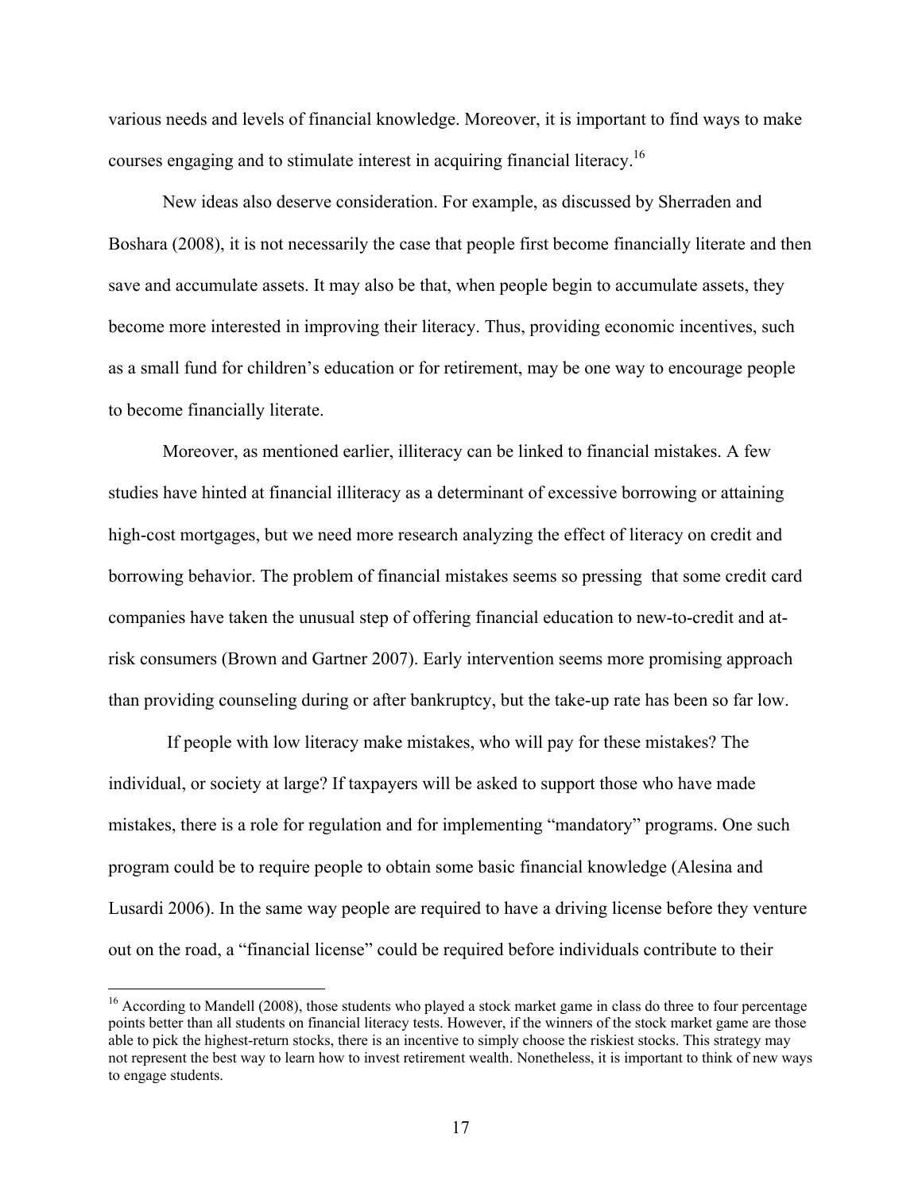various needs and levels of financial knowledge. Moreover, it is important to find ways to make courses engaging and to stimulate interest in acquiring financial literacy.[16]

New ideas also deserve consideration. For example, as discussed by Sherraden and Boshara (2008), it is not necessarily the case that people first become financially literate and then save and accumulate assets. It may also be that, when people begin to accumulate assets, they become more interested in improving their literacy. Thus, providing economic incentives, such as a small fund for children's education or for retirement, may be one way to encourage people to become financially literate.

Moreover, as mentioned earlier, illiteracy can be linked to financial mistakes. A few studies have hinted at financial illiteracy as a determinant of excessive borrowing or attaining high-cost mortgages, but we need more research analyzing the effect of literacy on credit and borrowing behavior. The problem of financial mistakes seems so pressing that some credit card companies have taken the unusual step of offering financial education to new-to-credit and at-risk consumers (Brown and Gartner 2007). Early intervention seems more promising approach than providing counseling during or after bankruptcy, but the take-up rate has been so far low.

If people with low literacy make mistakes, who will pay for these mistakes? The individual, or society at large? If taxpayers will be asked to support those who have made mistakes, there is a role for regulation and for implementing "mandatory" programs. One such program could be to require people to obtain some basic financial knowledge (Alesina and Lusardi 2006). In the same way people are required to have a driving license before they venture out on the road, a "financial license" could be required before individuals contribute to their

---

[16] According to Mandell (2008), those students who played a stock market game in class do three to four percentage points better than all students on financial literacy tests. However, if the winners of the stock market game are those able to pick the highest-return stocks, there is an incentive to simply choose the riskiest stocks. This strategy may not represent the best way to learn how to invest retirement wealth. Nonetheless, it is important to think of new ways to engage students.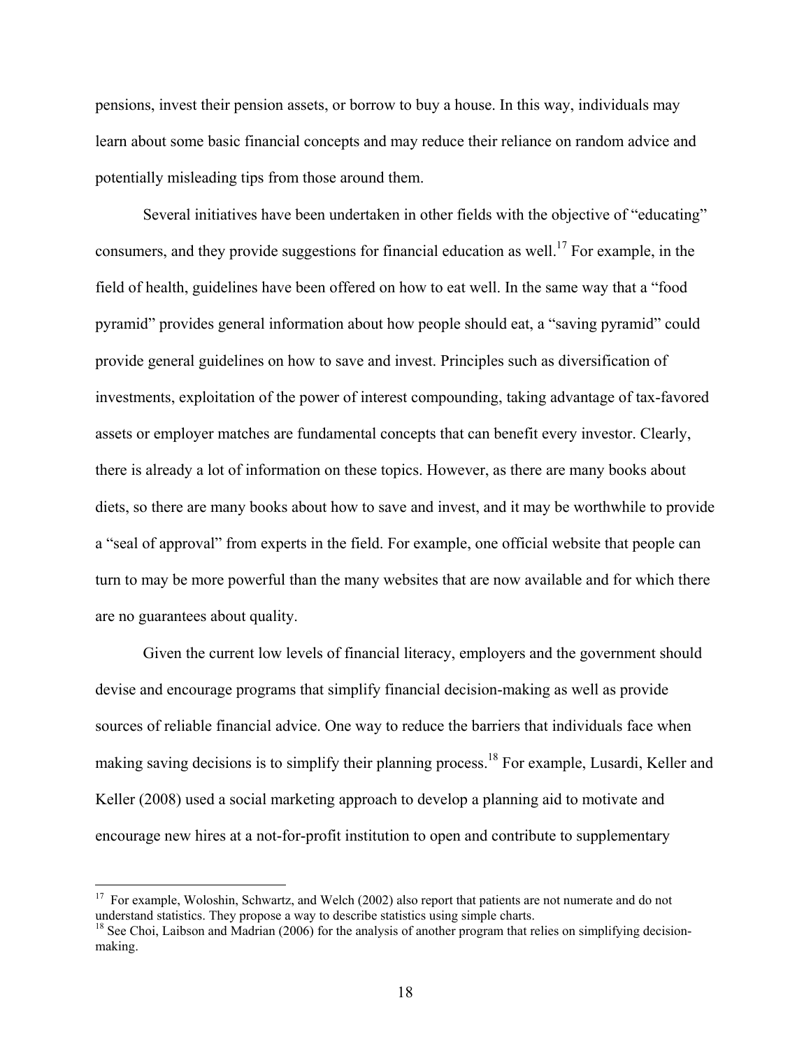pensions, invest their pension assets, or borrow to buy a house. In this way, individuals may learn about some basic financial concepts and may reduce their reliance on random advice and potentially misleading tips from those around them.

Several initiatives have been undertaken in other fields with the objective of "educating" consumers, and they provide suggestions for financial education as well.[17] For example, in the field of health, guidelines have been offered on how to eat well. In the same way that a "food pyramid" provides general information about how people should eat, a "saving pyramid" could provide general guidelines on how to save and invest. Principles such as diversification of investments, exploitation of the power of interest compounding, taking advantage of tax-favored assets or employer matches are fundamental concepts that can benefit every investor. Clearly, there is already a lot of information on these topics. However, as there are many books about diets, so there are many books about how to save and invest, and it may be worthwhile to provide a "seal of approval" from experts in the field. For example, one official website that people can turn to may be more powerful than the many websites that are now available and for which there are no guarantees about quality.

Given the current low levels of financial literacy, employers and the government should devise and encourage programs that simplify financial decision-making as well as provide sources of reliable financial advice. One way to reduce the barriers that individuals face when making saving decisions is to simplify their planning process.[18] For example, Lusardi, Keller and Keller (2008) used a social marketing approach to develop a planning aid to motivate and encourage new hires at a not-for-profit institution to open and contribute to supplementary

---

[17] For example, Woloshin, Schwartz, and Welch (2002) also report that patients are not numerate and do not understand statistics. They propose a way to describe statistics using simple charts.

[18] See Choi, Laibson and Madrian (2006) for the analysis of another program that relies on simplifying decision-making.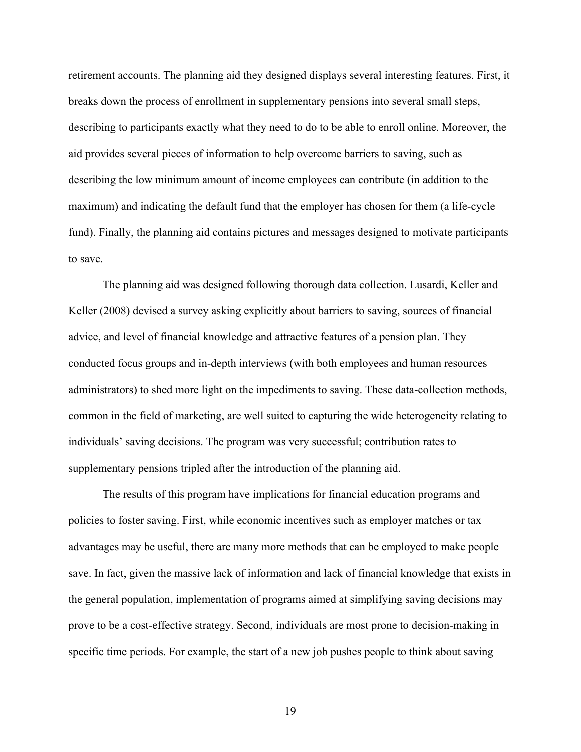retirement accounts. The planning aid they designed displays several interesting features. First, it breaks down the process of enrollment in supplementary pensions into several small steps, describing to participants exactly what they need to do to be able to enroll online. Moreover, the aid provides several pieces of information to help overcome barriers to saving, such as describing the low minimum amount of income employees can contribute (in addition to the maximum) and indicating the default fund that the employer has chosen for them (a life-cycle fund). Finally, the planning aid contains pictures and messages designed to motivate participants to save.

The planning aid was designed following thorough data collection. Lusardi, Keller and Keller (2008) devised a survey asking explicitly about barriers to saving, sources of financial advice, and level of financial knowledge and attractive features of a pension plan. They conducted focus groups and in-depth interviews (with both employees and human resources administrators) to shed more light on the impediments to saving. These data-collection methods, common in the field of marketing, are well suited to capturing the wide heterogeneity relating to individuals' saving decisions. The program was very successful; contribution rates to supplementary pensions tripled after the introduction of the planning aid.

The results of this program have implications for financial education programs and policies to foster saving. First, while economic incentives such as employer matches or tax advantages may be useful, there are many more methods that can be employed to make people save. In fact, given the massive lack of information and lack of financial knowledge that exists in the general population, implementation of programs aimed at simplifying saving decisions may prove to be a cost-effective strategy. Second, individuals are most prone to decision-making in specific time periods. For example, the start of a new job pushes people to think about saving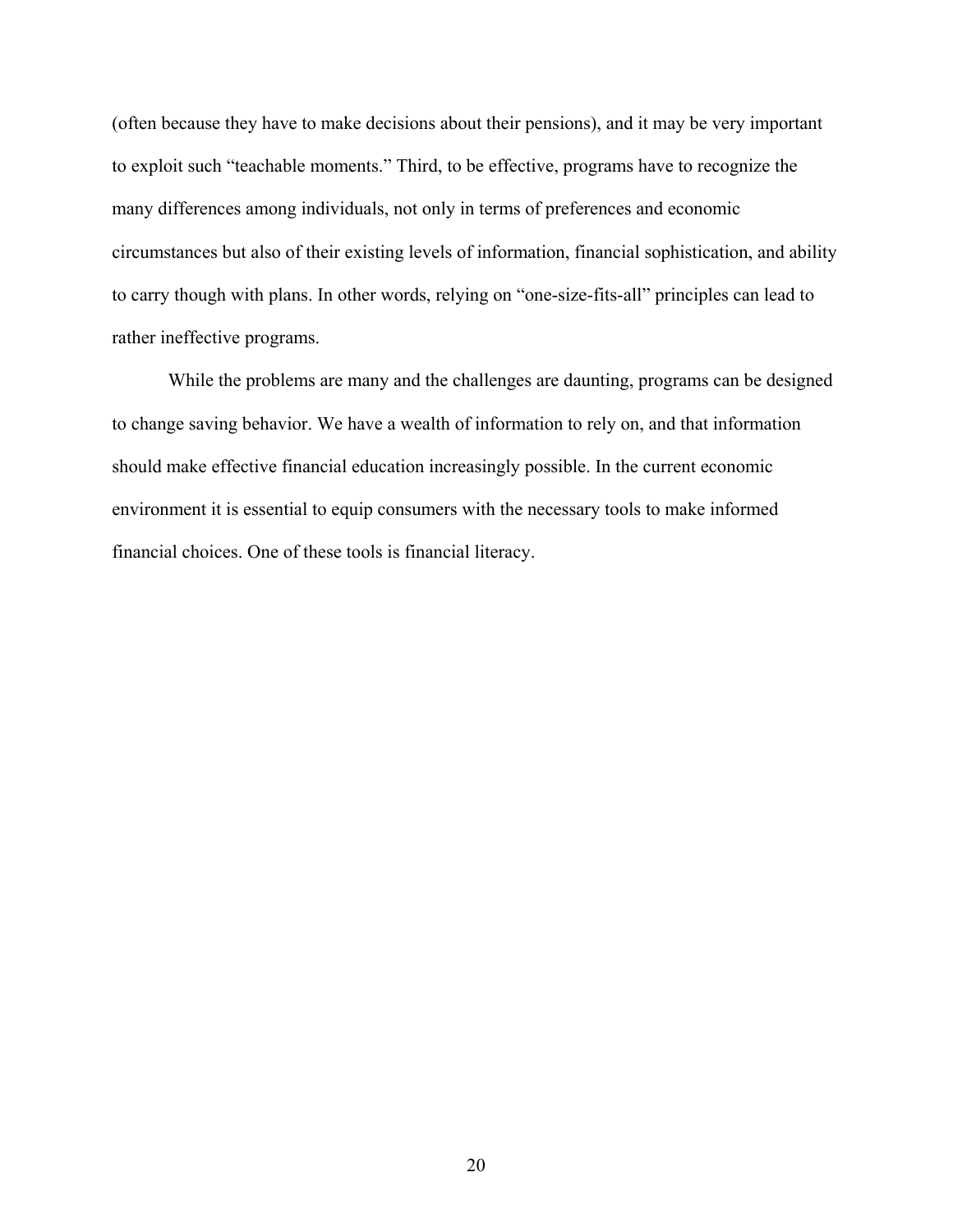(often because they have to make decisions about their pensions), and it may be very important to exploit such "teachable moments." Third, to be effective, programs have to recognize the many differences among individuals, not only in terms of preferences and economic circumstances but also of their existing levels of information, financial sophistication, and ability to carry though with plans. In other words, relying on "one-size-fits-all" principles can lead to rather ineffective programs.

While the problems are many and the challenges are daunting, programs can be designed to change saving behavior. We have a wealth of information to rely on, and that information should make effective financial education increasingly possible. In the current economic environment it is essential to equip consumers with the necessary tools to make informed financial choices. One of these tools is financial literacy.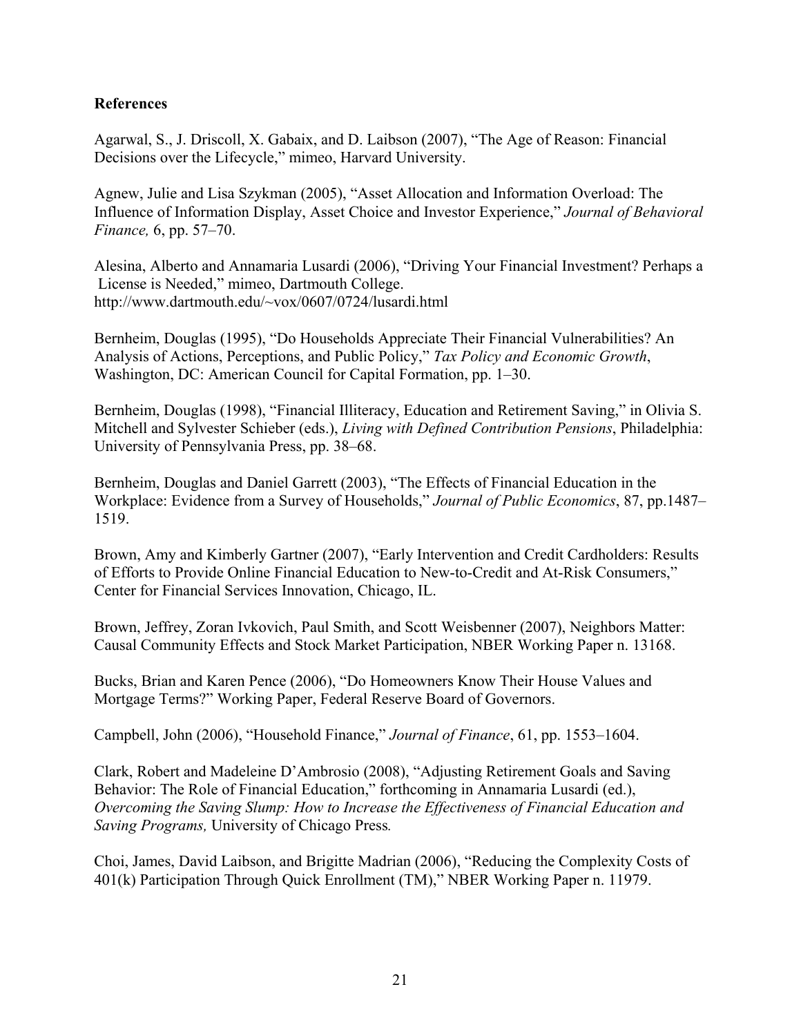## References

Agarwal, S., J. Driscoll, X. Gabaix, and D. Laibson (2007), "The Age of Reason: Financial Decisions over the Lifecycle," mimeo, Harvard University.

Agnew, Julie and Lisa Szykman (2005), "Asset Allocation and Information Overload: The Influence of Information Display, Asset Choice and Investor Experience," *Journal of Behavioral Finance,* 6, pp. 57–70.

Alesina, Alberto and Annamaria Lusardi (2006), "Driving Your Financial Investment? Perhaps a License is Needed," mimeo, Dartmouth College. http://www.dartmouth.edu/~vox/0607/0724/lusardi.html

Bernheim, Douglas (1995), "Do Households Appreciate Their Financial Vulnerabilities? An Analysis of Actions, Perceptions, and Public Policy," *Tax Policy and Economic Growth*, Washington, DC: American Council for Capital Formation, pp. 1–30.

Bernheim, Douglas (1998), "Financial Illiteracy, Education and Retirement Saving," in Olivia S. Mitchell and Sylvester Schieber (eds.), *Living with Defined Contribution Pensions*, Philadelphia: University of Pennsylvania Press, pp. 38–68.

Bernheim, Douglas and Daniel Garrett (2003), "The Effects of Financial Education in the Workplace: Evidence from a Survey of Households," *Journal of Public Economics*, 87, pp.1487–1519.

Brown, Amy and Kimberly Gartner (2007), "Early Intervention and Credit Cardholders: Results of Efforts to Provide Online Financial Education to New-to-Credit and At-Risk Consumers," Center for Financial Services Innovation, Chicago, IL.

Brown, Jeffrey, Zoran Ivkovich, Paul Smith, and Scott Weisbenner (2007), Neighbors Matter: Causal Community Effects and Stock Market Participation, NBER Working Paper n. 13168.

Bucks, Brian and Karen Pence (2006), "Do Homeowners Know Their House Values and Mortgage Terms?" Working Paper, Federal Reserve Board of Governors.

Campbell, John (2006), "Household Finance," *Journal of Finance*, 61, pp. 1553–1604.

Clark, Robert and Madeleine D'Ambrosio (2008), "Adjusting Retirement Goals and Saving Behavior: The Role of Financial Education," forthcoming in Annamaria Lusardi (ed.), *Overcoming the Saving Slump: How to Increase the Effectiveness of Financial Education and Saving Programs,* University of Chicago Press*.*

Choi, James, David Laibson, and Brigitte Madrian (2006), "Reducing the Complexity Costs of 401(k) Participation Through Quick Enrollment (TM)," NBER Working Paper n. 11979.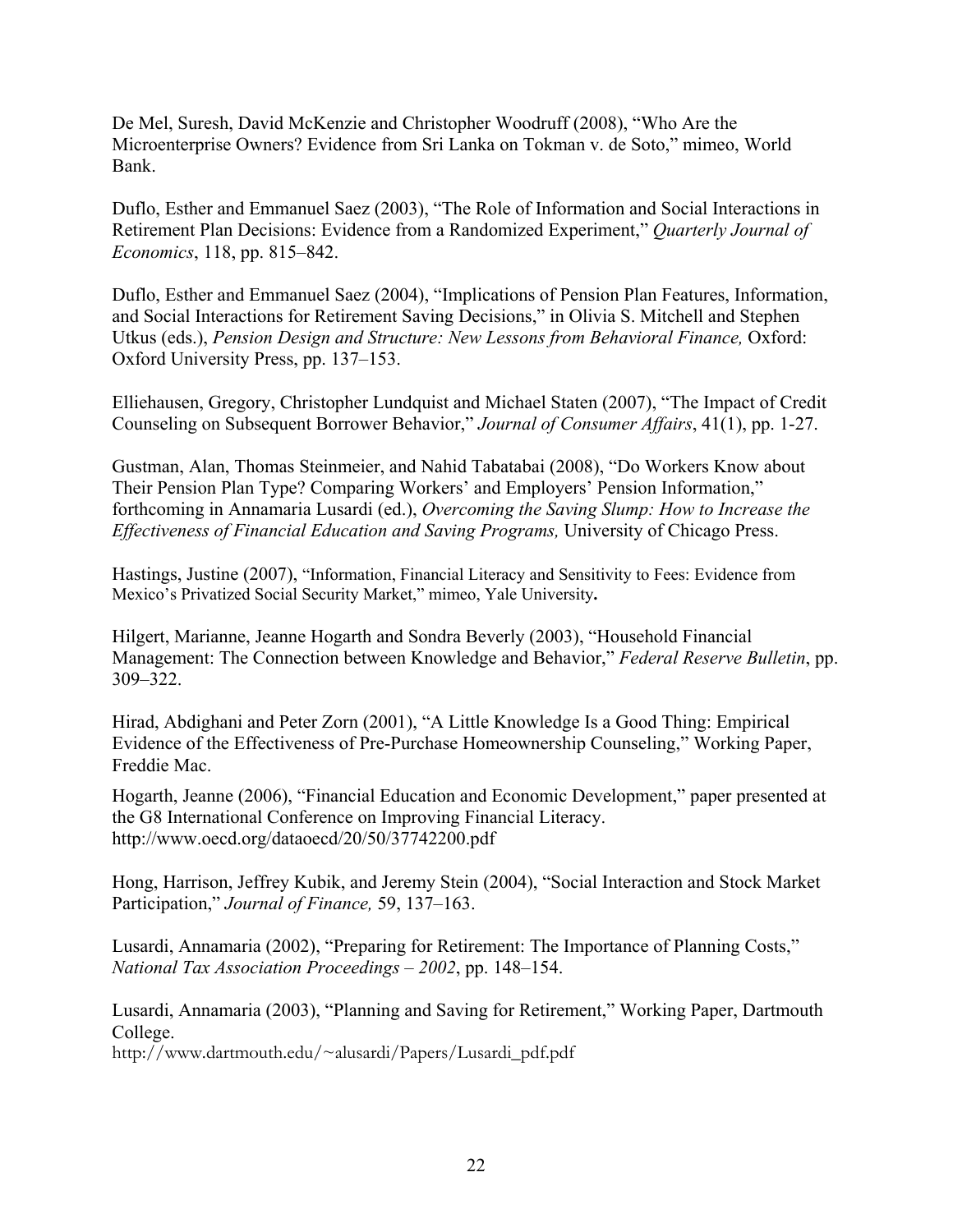De Mel, Suresh, David McKenzie and Christopher Woodruff (2008), "Who Are the Microenterprise Owners? Evidence from Sri Lanka on Tokman v. de Soto," mimeo, World Bank.

Duflo, Esther and Emmanuel Saez (2003), "The Role of Information and Social Interactions in Retirement Plan Decisions: Evidence from a Randomized Experiment," *Quarterly Journal of Economics*, 118, pp. 815–842.

Duflo, Esther and Emmanuel Saez (2004), "Implications of Pension Plan Features, Information, and Social Interactions for Retirement Saving Decisions," in Olivia S. Mitchell and Stephen Utkus (eds.), *Pension Design and Structure: New Lessons from Behavioral Finance,* Oxford: Oxford University Press, pp. 137–153.

Elliehausen, Gregory, Christopher Lundquist and Michael Staten (2007), "The Impact of Credit Counseling on Subsequent Borrower Behavior," *Journal of Consumer Affairs*, 41(1), pp. 1-27.

Gustman, Alan, Thomas Steinmeier, and Nahid Tabatabai (2008), "Do Workers Know about Their Pension Plan Type? Comparing Workers' and Employers' Pension Information," forthcoming in Annamaria Lusardi (ed.), *Overcoming the Saving Slump: How to Increase the Effectiveness of Financial Education and Saving Programs,* University of Chicago Press.

Hastings, Justine (2007), "Information, Financial Literacy and Sensitivity to Fees: Evidence from Mexico's Privatized Social Security Market," mimeo, Yale University**.**

Hilgert, Marianne, Jeanne Hogarth and Sondra Beverly (2003), "Household Financial Management: The Connection between Knowledge and Behavior," *Federal Reserve Bulletin*, pp. 309–322.

Hirad, Abdighani and Peter Zorn (2001), "A Little Knowledge Is a Good Thing: Empirical Evidence of the Effectiveness of Pre-Purchase Homeownership Counseling," Working Paper, Freddie Mac.

Hogarth, Jeanne (2006), "Financial Education and Economic Development," paper presented at the G8 International Conference on Improving Financial Literacy. http://www.oecd.org/dataoecd/20/50/37742200.pdf

Hong, Harrison, Jeffrey Kubik, and Jeremy Stein (2004), "Social Interaction and Stock Market Participation," *Journal of Finance,* 59, 137–163.

Lusardi, Annamaria (2002), "Preparing for Retirement: The Importance of Planning Costs," *National Tax Association Proceedings – 2002*, pp. 148–154.

Lusardi, Annamaria (2003), "Planning and Saving for Retirement," Working Paper, Dartmouth College.
http://www.dartmouth.edu/~alusardi/Papers/Lusardi_pdf.pdf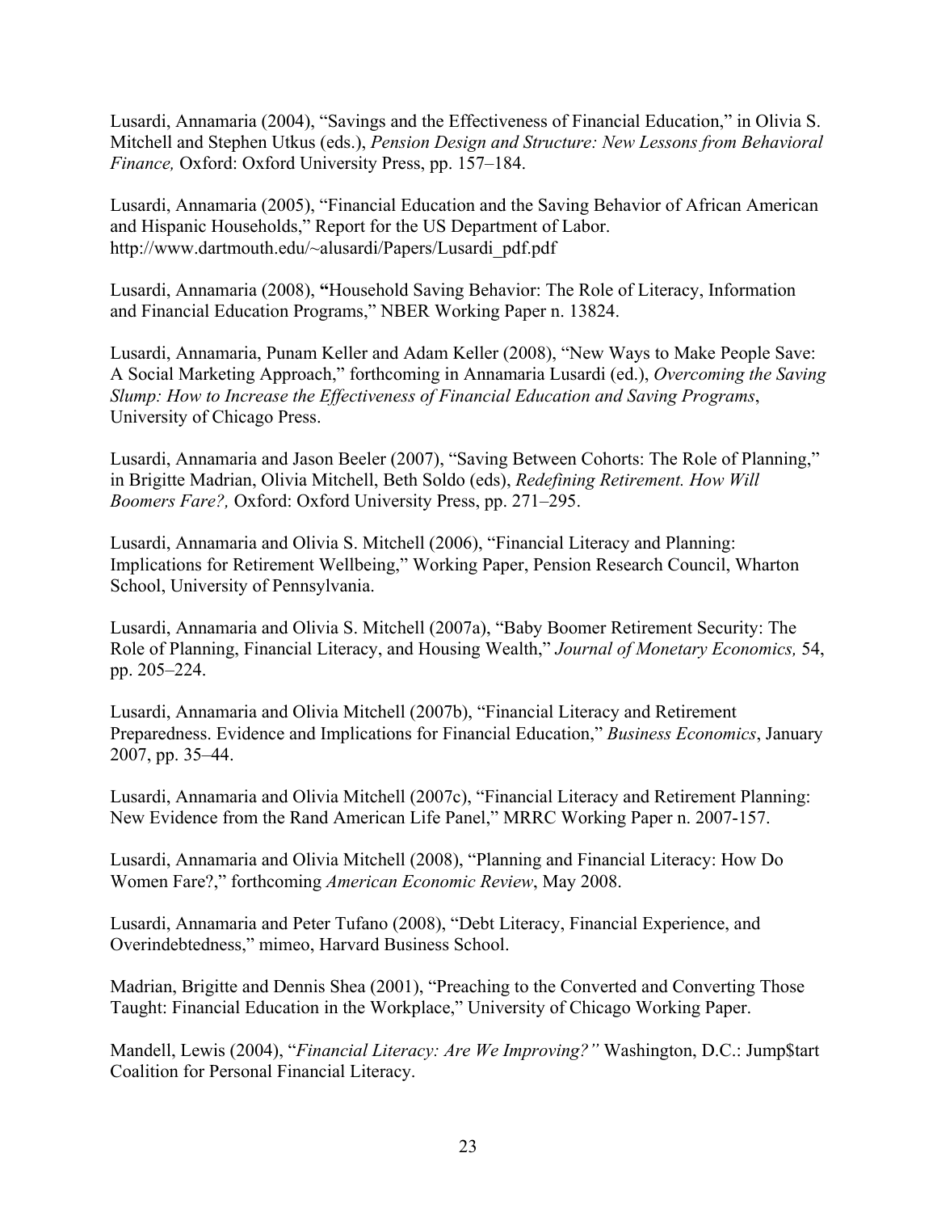Lusardi, Annamaria (2004), "Savings and the Effectiveness of Financial Education," in Olivia S. Mitchell and Stephen Utkus (eds.), *Pension Design and Structure: New Lessons from Behavioral Finance,* Oxford: Oxford University Press, pp. 157–184.

Lusardi, Annamaria (2005), "Financial Education and the Saving Behavior of African American and Hispanic Households," Report for the US Department of Labor. http://www.dartmouth.edu/~alusardi/Papers/Lusardi_pdf.pdf

Lusardi, Annamaria (2008), **"**Household Saving Behavior: The Role of Literacy, Information and Financial Education Programs," NBER Working Paper n. 13824.

Lusardi, Annamaria, Punam Keller and Adam Keller (2008), "New Ways to Make People Save: A Social Marketing Approach," forthcoming in Annamaria Lusardi (ed.), *Overcoming the Saving Slump: How to Increase the Effectiveness of Financial Education and Saving Programs*, University of Chicago Press.

Lusardi, Annamaria and Jason Beeler (2007), "Saving Between Cohorts: The Role of Planning," in Brigitte Madrian, Olivia Mitchell, Beth Soldo (eds), *Redefining Retirement. How Will Boomers Fare?,* Oxford: Oxford University Press, pp. 271–295.

Lusardi, Annamaria and Olivia S. Mitchell (2006), "Financial Literacy and Planning: Implications for Retirement Wellbeing," Working Paper, Pension Research Council, Wharton School, University of Pennsylvania.

Lusardi, Annamaria and Olivia S. Mitchell (2007a), "Baby Boomer Retirement Security: The Role of Planning, Financial Literacy, and Housing Wealth," *Journal of Monetary Economics,* 54, pp. 205–224.

Lusardi, Annamaria and Olivia Mitchell (2007b), "Financial Literacy and Retirement Preparedness. Evidence and Implications for Financial Education," *Business Economics*, January 2007, pp. 35–44.

Lusardi, Annamaria and Olivia Mitchell (2007c), "Financial Literacy and Retirement Planning: New Evidence from the Rand American Life Panel," MRRC Working Paper n. 2007-157.

Lusardi, Annamaria and Olivia Mitchell (2008), "Planning and Financial Literacy: How Do Women Fare?," forthcoming *American Economic Review*, May 2008.

Lusardi, Annamaria and Peter Tufano (2008), "Debt Literacy, Financial Experience, and Overindebtedness," mimeo, Harvard Business School.

Madrian, Brigitte and Dennis Shea (2001), "Preaching to the Converted and Converting Those Taught: Financial Education in the Workplace," University of Chicago Working Paper.

Mandell, Lewis (2004), "*Financial Literacy: Are We Improving?"* Washington, D.C.: Jump$tart Coalition for Personal Financial Literacy.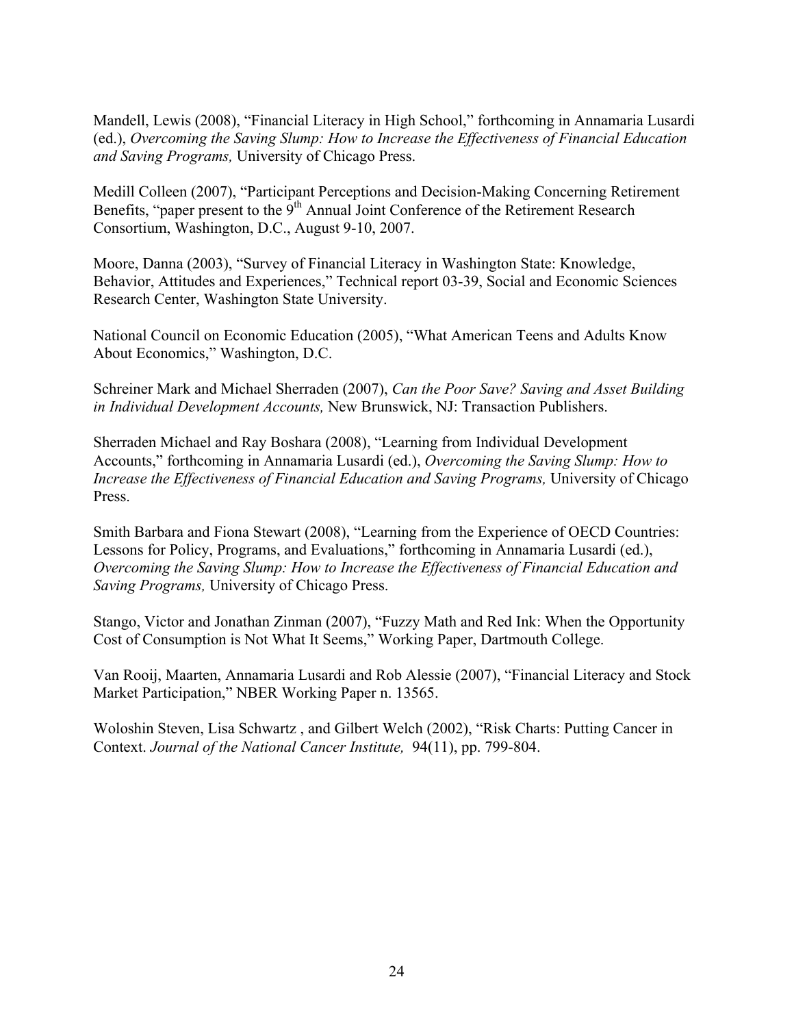Mandell, Lewis (2008), "Financial Literacy in High School," forthcoming in Annamaria Lusardi (ed.), *Overcoming the Saving Slump: How to Increase the Effectiveness of Financial Education and Saving Programs,* University of Chicago Press.

Medill Colleen (2007), "Participant Perceptions and Decision-Making Concerning Retirement Benefits, "paper present to the 9th Annual Joint Conference of the Retirement Research Consortium, Washington, D.C., August 9-10, 2007.

Moore, Danna (2003), "Survey of Financial Literacy in Washington State: Knowledge, Behavior, Attitudes and Experiences," Technical report 03-39, Social and Economic Sciences Research Center, Washington State University.

National Council on Economic Education (2005), "What American Teens and Adults Know About Economics," Washington, D.C.

Schreiner Mark and Michael Sherraden (2007), *Can the Poor Save? Saving and Asset Building in Individual Development Accounts,* New Brunswick, NJ: Transaction Publishers.

Sherraden Michael and Ray Boshara (2008), "Learning from Individual Development Accounts," forthcoming in Annamaria Lusardi (ed.), *Overcoming the Saving Slump: How to Increase the Effectiveness of Financial Education and Saving Programs,* University of Chicago Press.

Smith Barbara and Fiona Stewart (2008), "Learning from the Experience of OECD Countries: Lessons for Policy, Programs, and Evaluations," forthcoming in Annamaria Lusardi (ed.), *Overcoming the Saving Slump: How to Increase the Effectiveness of Financial Education and Saving Programs,* University of Chicago Press.

Stango, Victor and Jonathan Zinman (2007), "Fuzzy Math and Red Ink: When the Opportunity Cost of Consumption is Not What It Seems," Working Paper, Dartmouth College.

Van Rooij, Maarten, Annamaria Lusardi and Rob Alessie (2007), "Financial Literacy and Stock Market Participation," NBER Working Paper n. 13565.

Woloshin Steven, Lisa Schwartz , and Gilbert Welch (2002), "Risk Charts: Putting Cancer in Context. *Journal of the National Cancer Institute,* 94(11), pp. 799-804.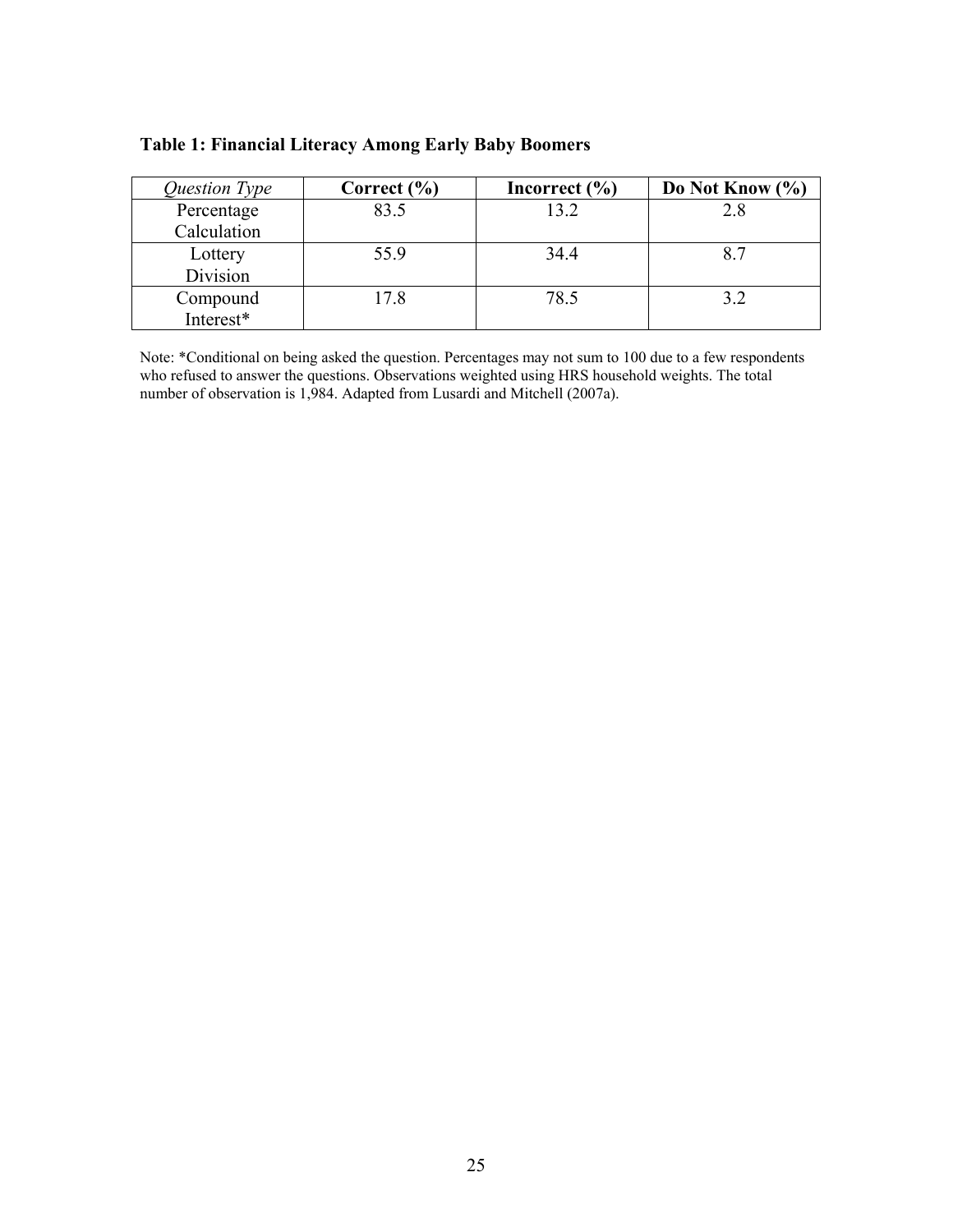**Table 1: Financial Literacy Among Early Baby Boomers**

| *Question Type* | **Correct (%)** | **Incorrect (%)** | **Do Not Know (%)** |
|---|---|---|---|
| Percentage Calculation | 83.5 | 13.2 | 2.8 |
| Lottery Division | 55.9 | 34.4 | 8.7 |
| Compound Interest* | 17.8 | 78.5 | 3.2 |

Note: *Conditional on being asked the question. Percentages may not sum to 100 due to a few respondents who refused to answer the questions. Observations weighted using HRS household weights. The total number of observation is 1,984. Adapted from Lusardi and Mitchell (2007a).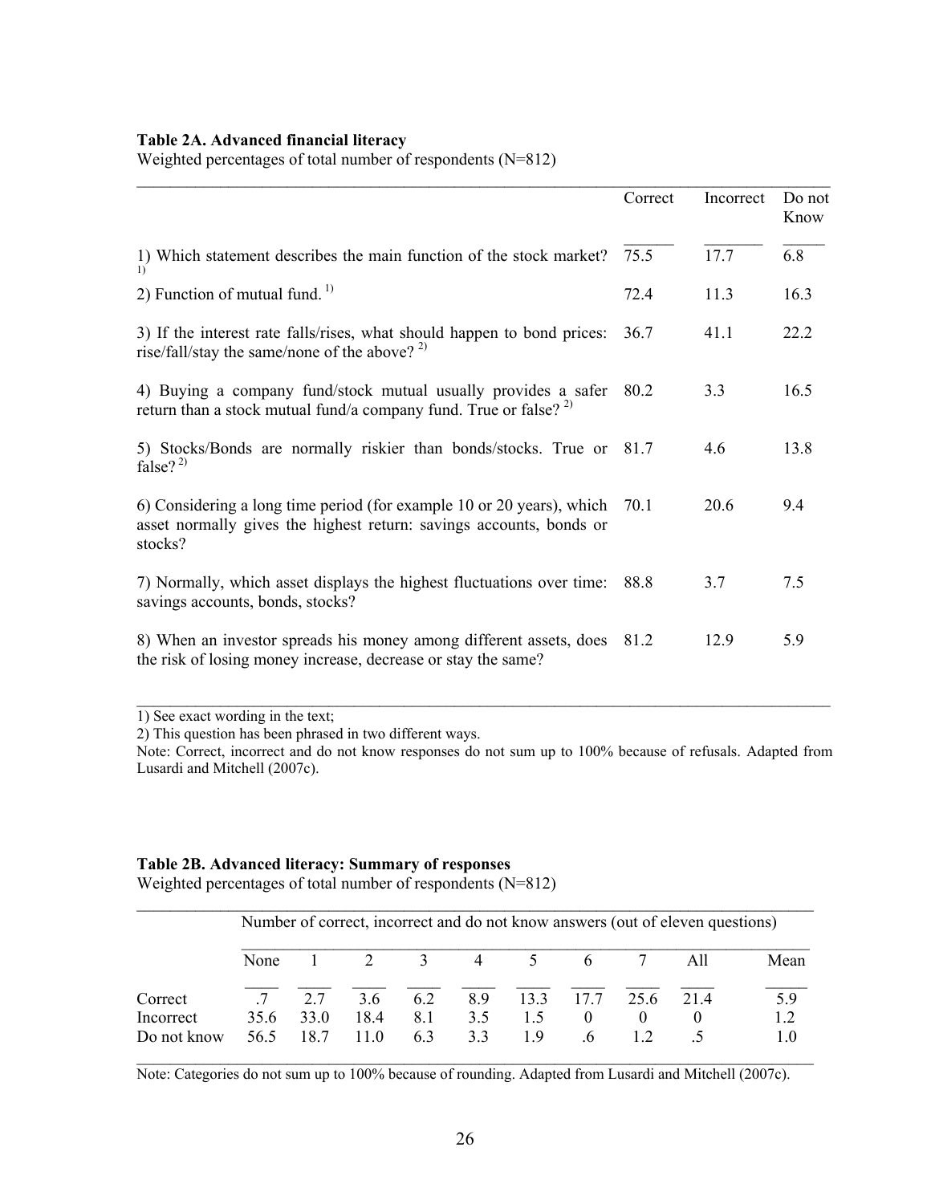**Table 2A. Advanced financial literacy**

Weighted percentages of total number of respondents (N=812)

| | Correct | Incorrect | Do not Know |
|---|---|---|---|
| 1) Which statement describes the main function of the stock market? [1] | 75.5 | 17.7 | 6.8 |
| 2) Function of mutual fund. [1] | 72.4 | 11.3 | 16.3 |
| 3) If the interest rate falls/rises, what should happen to bond prices: rise/fall/stay the same/none of the above? [2] | 36.7 | 41.1 | 22.2 |
| 4) Buying a company fund/stock mutual usually provides a safer return than a stock mutual fund/a company fund. True or false? [2] | 80.2 | 3.3 | 16.5 |
| 5) Stocks/Bonds are normally riskier than bonds/stocks. True or false? [2] | 81.7 | 4.6 | 13.8 |
| 6) Considering a long time period (for example 10 or 20 years), which asset normally gives the highest return: savings accounts, bonds or stocks? | 70.1 | 20.6 | 9.4 |
| 7) Normally, which asset displays the highest fluctuations over time: savings accounts, bonds, stocks? | 88.8 | 3.7 | 7.5 |
| 8) When an investor spreads his money among different assets, does the risk of losing money increase, decrease or stay the same? | 81.2 | 12.9 | 5.9 |

1) See exact wording in the text;

2) This question has been phrased in two different ways.

Note: Correct, incorrect and do not know responses do not sum up to 100% because of refusals. Adapted from Lusardi and Mitchell (2007c).

**Table 2B. Advanced literacy: Summary of responses**

Weighted percentages of total number of respondents (N=812)

| | Number of correct, incorrect and do not know answers (out of eleven questions) | | | | | | | | | |
|---|---|---|---|---|---|---|---|---|---|---|
| | None | 1 | 2 | 3 | 4 | 5 | 6 | 7 | All | Mean |
| Correct | .7 | 2.7 | 3.6 | 6.2 | 8.9 | 13.3 | 17.7 | 25.6 | 21.4 | 5.9 |
| Incorrect | 35.6 | 33.0 | 18.4 | 8.1 | 3.5 | 1.5 | 0 | 0 | 0 | 1.2 |
| Do not know | 56.5 | 18.7 | 11.0 | 6.3 | 3.3 | 1.9 | .6 | 1.2 | .5 | 1.0 |

Note: Categories do not sum up to 100% because of rounding. Adapted from Lusardi and Mitchell (2007c).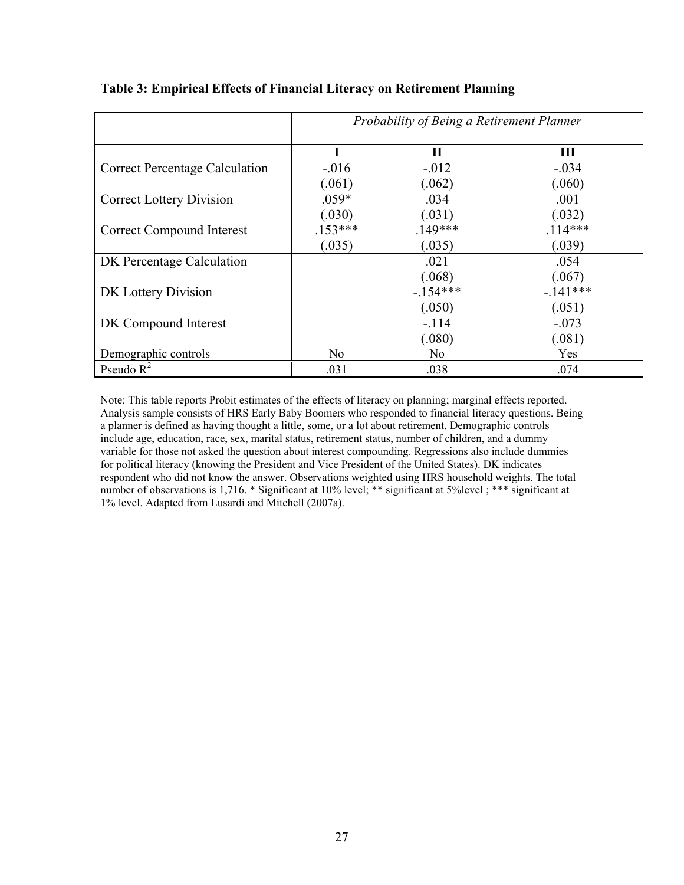**Table 3: Empirical Effects of Financial Literacy on Retirement Planning**

| | *Probability of Being a Retirement Planner* | | |
|---|---|---|---|
| | **I** | **II** | **III** |
| Correct Percentage Calculation | -.016 | -.012 | -.034 |
| | (.061) | (.062) | (.060) |
| Correct Lottery Division | .059* | .034 | .001 |
| | (.030) | (.031) | (.032) |
| Correct Compound Interest | .153*** | .149*** | .114*** |
| | (.035) | (.035) | (.039) |
| DK Percentage Calculation | | .021 | .054 |
| | | (.068) | (.067) |
| DK Lottery Division | | -.154*** | -.141*** |
| | | (.050) | (.051) |
| DK Compound Interest | | -.114 | -.073 |
| | | (.080) | (.081) |
| Demographic controls | No | No | Yes |
| Pseudo $R^2$ | .031 | .038 | .074 |

Note: This table reports Probit estimates of the effects of literacy on planning; marginal effects reported. Analysis sample consists of HRS Early Baby Boomers who responded to financial literacy questions. Being a planner is defined as having thought a little, some, or a lot about retirement. Demographic controls include age, education, race, sex, marital status, retirement status, number of children, and a dummy variable for those not asked the question about interest compounding. Regressions also include dummies for political literacy (knowing the President and Vice President of the United States). DK indicates respondent who did not know the answer. Observations weighted using HRS household weights. The total number of observations is 1,716. * Significant at 10% level; ** significant at 5%level ; *** significant at 1% level. Adapted from Lusardi and Mitchell (2007a).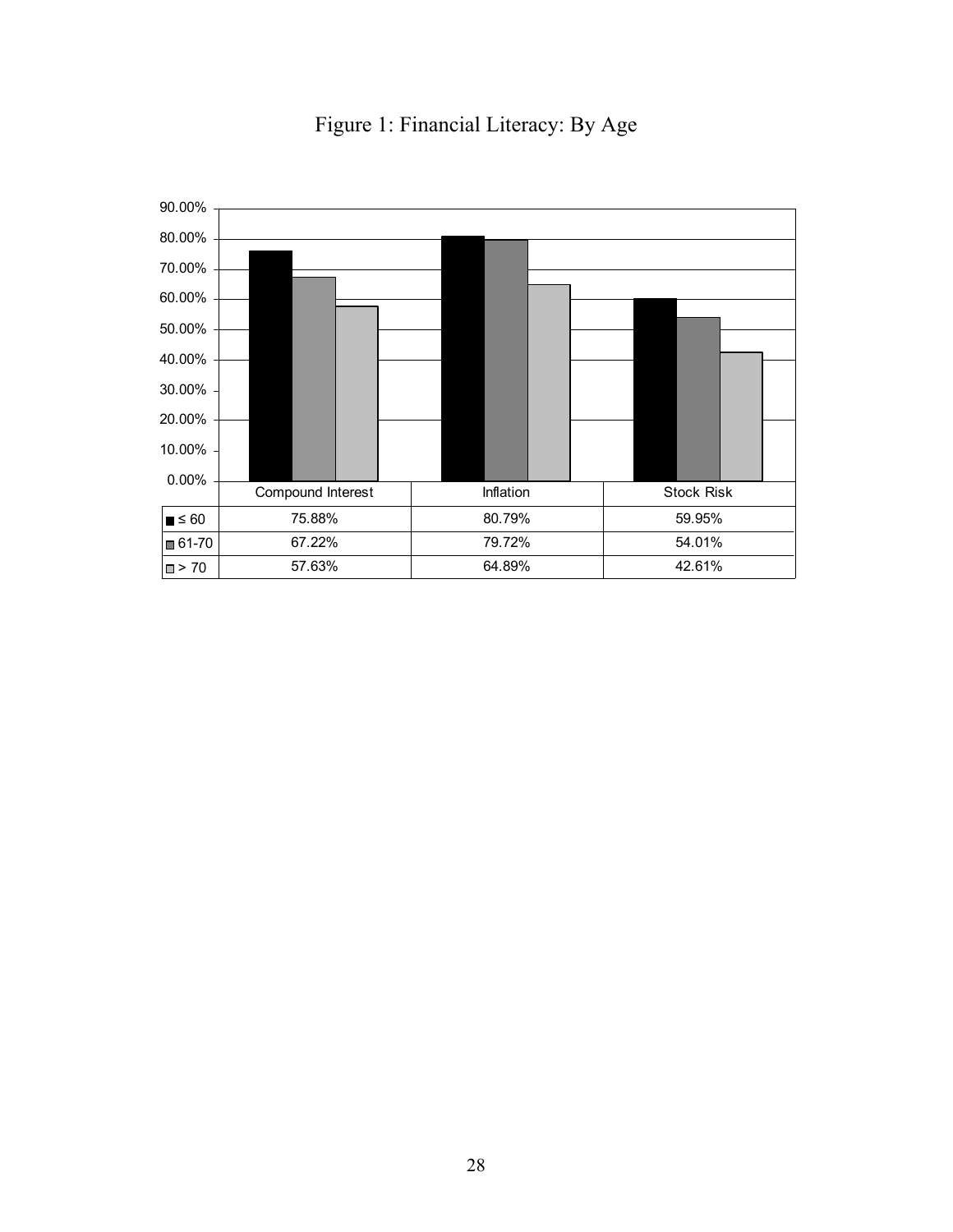# Figure 1: Financial Literacy: By Age

|  | Compound Interest | Inflation | Stock Risk |
|---|---|---|---|
| ≤ 60 | 75.88% | 80.79% | 59.95% |
| 61-70 | 67.22% | 79.72% | 54.01% |
| > 70 | 57.63% | 64.89% | 42.61% |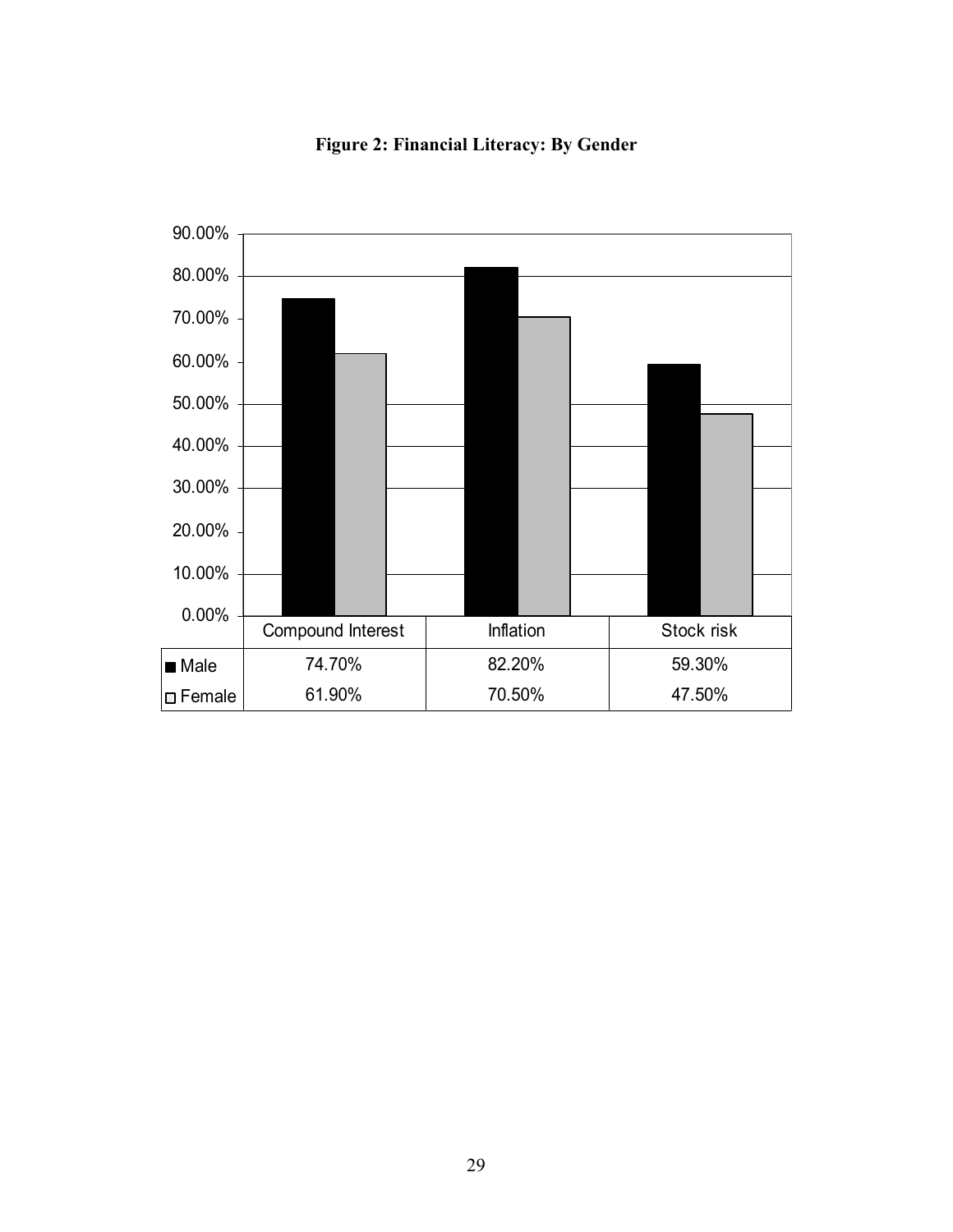**Figure 2: Financial Literacy: By Gender**

90.00%
80.00%
70.00%
60.00%
50.00%
40.00%
30.00%
20.00%
10.00%
0.00%

Compound Interest
Inflation
Stock risk

Male 74.70% 82.20% 59.30%

Female 61.90% 70.50% 47.50%